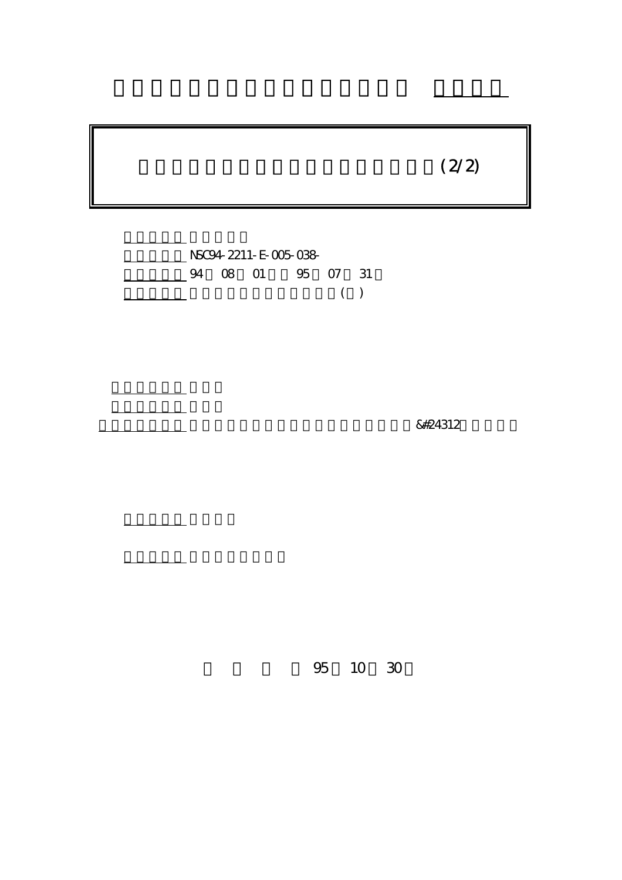(2/2)

NSC94-2211-E-005-038-

94 08 01 95 07 31

( )

&#24312

95 10 30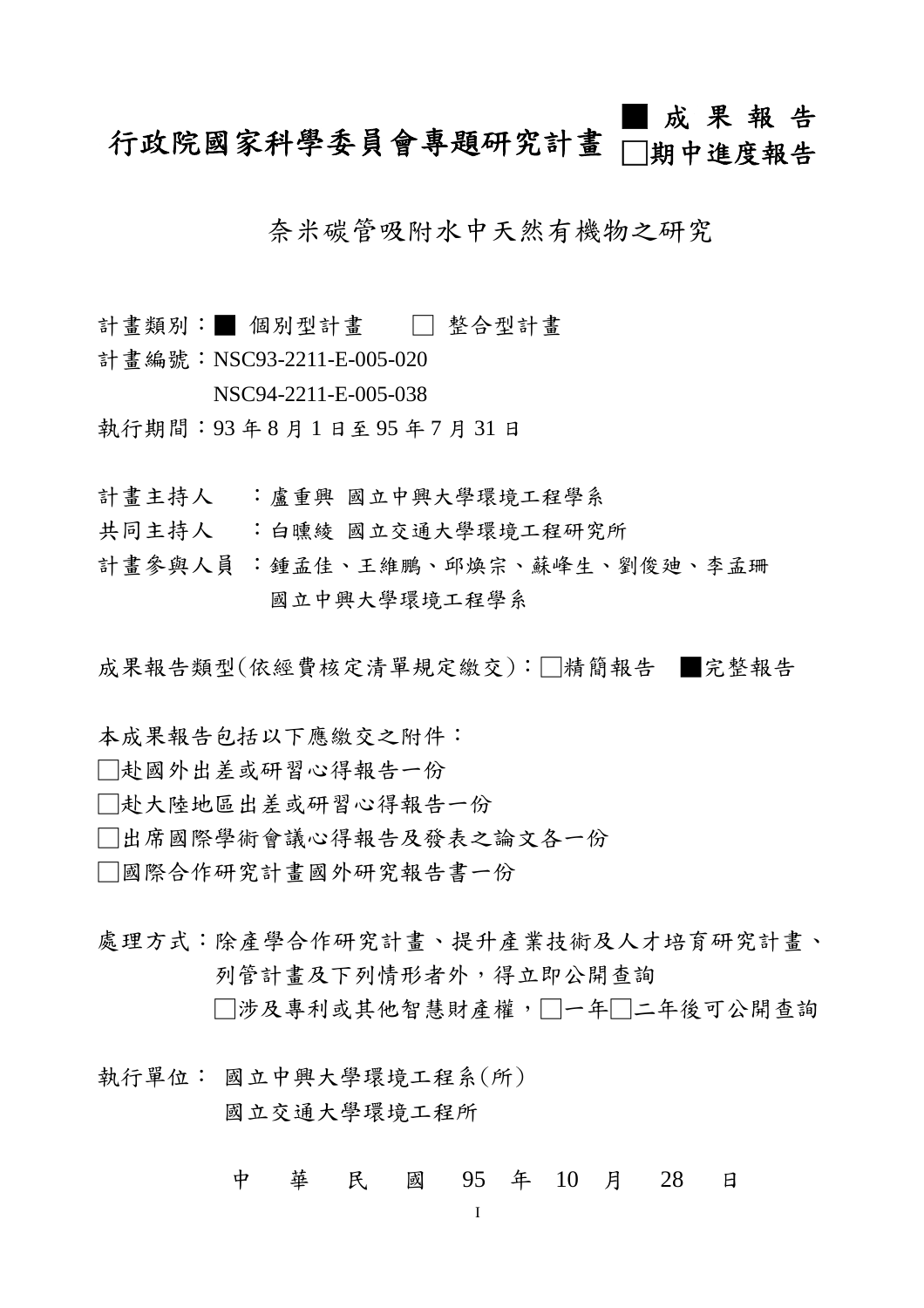# 行政院國家科學委員會專題研究計畫 ■ 成 果 報 告 □期中進度報告

## 奈米碳管吸附水中天然有機物之研究

計畫類別：■ 個別型計畫　　□ 整合型計畫

計畫編號：NSC93-2211-E-005-020

NSC94-2211-E-005-038

執行期間：93 年 8 月 1 日至 95 年 7 月 31 日

計畫主持人　：盧重興 國立中興大學環境工程學系

共同主持人　：白曛綾 國立交通大學環境工程研究所

計畫參與人員 ：鍾孟佳、王維鵬、邱煥宗、蘇峰生、劉俊廸、李孟珊

國立中興大學環境工程學系

成果報告類型(依經費核定清單規定繳交)：□精簡報告　■完整報告

本成果報告包括以下應繳交之附件：

□赴國外出差或研習心得報告一份

□赴大陸地區出差或研習心得報告一份

□出席國際學術會議心得報告及發表之論文各一份

□國際合作研究計畫國外研究報告書一份

處理方式：除產學合作研究計畫、提升產業技術及人才培育研究計畫、列管計畫及下列情形者外，得立即公開查詢

□涉及專利或其他智慧財產權，□一年□二年後可公開查詢

執行單位： 國立中興大學環境工程系(所)

國立交通大學環境工程所

中　華　民　國　95　年　10　月　28　日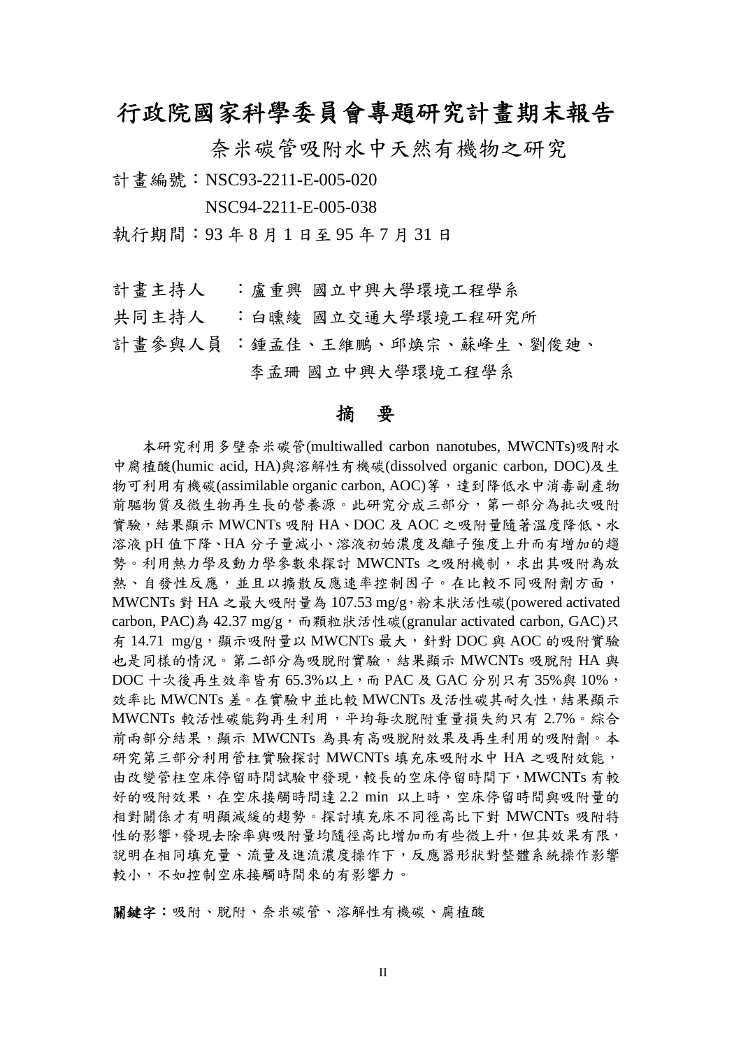# 行政院國家科學委員會專題研究計畫期末報告

## 奈米碳管吸附水中天然有機物之研究

計畫編號：NSC93-2211-E-005-020

NSC94-2211-E-005-038

執行期間：93 年 8 月 1 日至 95 年 7 月 31 日

計畫主持人　：盧重興 國立中興大學環境工程學系

共同主持人　：白曛綾 國立交通大學環境工程研究所

計畫參與人員 ：鍾孟佳、王維鵬、邱煥宗、蘇峰生、劉俊廸、

李孟珊 國立中興大學環境工程學系

## 摘　要

本研究利用多壁奈米碳管(multiwalled carbon nanotubes, MWCNTs)吸附水中腐植酸(humic acid, HA)與溶解性有機碳(dissolved organic carbon, DOC)及生物可利用有機碳(assimilable organic carbon, AOC)等，達到降低水中消毒副產物前驅物質及微生物再生長的營養源。此研究分成三部分，第一部分為批次吸附實驗，結果顯示 MWCNTs 吸附 HA、DOC 及 AOC 之吸附量隨著溫度降低、水溶液 pH 值下降、HA 分子量減小、溶液初始濃度及離子強度上升而有增加的趨勢。利用熱力學及動力學參數來探討 MWCNTs 之吸附機制，求出其吸附為放熱、自發性反應，並且以擴散反應速率控制因子。在比較不同吸附劑方面，MWCNTs 對 HA 之最大吸附量為 107.53 mg/g，粉末狀活性碳(powered activated carbon, PAC)為 42.37 mg/g，而顆粒狀活性碳(granular activated carbon, GAC)只有 14.71 mg/g，顯示吸附量以 MWCNTs 最大，針對 DOC 與 AOC 的吸附實驗也是同樣的情況。第二部分為吸脫附實驗，結果顯示 MWCNTs 吸脫附 HA 與 DOC 十次後再生效率皆有 65.3%以上，而 PAC 及 GAC 分別只有 35%與 10%，效率比 MWCNTs 差。在實驗中並比較 MWCNTs 及活性碳其耐久性，結果顯示 MWCNTs 較活性碳能夠再生利用，平均每次脫附重量損失約只有 2.7%。綜合前兩部分結果，顯示 MWCNTs 為具有高吸脫附效果及再生利用的吸附劑。本研究第三部分利用管柱實驗探討 MWCNTs 填充床吸附水中 HA 之吸附效能，由改變管柱空床停留時間試驗中發現，較長的空床停留時間下，MWCNTs 有較好的吸附效果，在空床接觸時間達 2.2 min 以上時，空床停留時間與吸附量的相對關係才有明顯減緩的趨勢。探討填充床不同徑高比下對 MWCNTs 吸附特性的影響，發現去除率與吸附量均隨徑高比增加而有些微上升，但其效果有限，說明在相同填充量、流量及進流濃度操作下，反應器形狀對整體系統操作影響較小，不如控制空床接觸時間來的有影響力。

**關鍵字**：吸附、脫附、奈米碳管、溶解性有機碳、腐植酸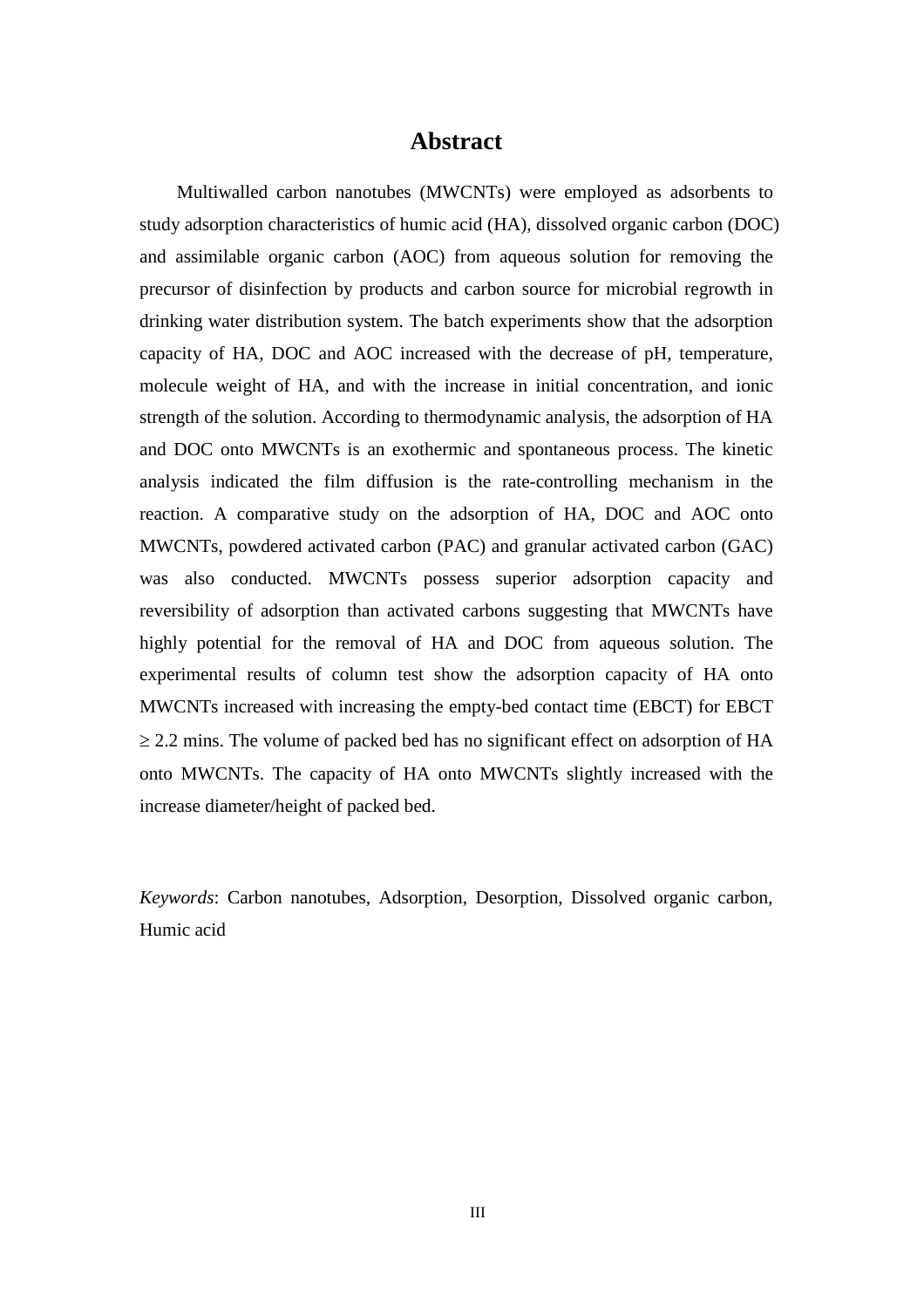# Abstract

Multiwalled carbon nanotubes (MWCNTs) were employed as adsorbents to study adsorption characteristics of humic acid (HA), dissolved organic carbon (DOC) and assimilable organic carbon (AOC) from aqueous solution for removing the precursor of disinfection by products and carbon source for microbial regrowth in drinking water distribution system. The batch experiments show that the adsorption capacity of HA, DOC and AOC increased with the decrease of pH, temperature, molecule weight of HA, and with the increase in initial concentration, and ionic strength of the solution. According to thermodynamic analysis, the adsorption of HA and DOC onto MWCNTs is an exothermic and spontaneous process. The kinetic analysis indicated the film diffusion is the rate-controlling mechanism in the reaction. A comparative study on the adsorption of HA, DOC and AOC onto MWCNTs, powdered activated carbon (PAC) and granular activated carbon (GAC) was also conducted. MWCNTs possess superior adsorption capacity and reversibility of adsorption than activated carbons suggesting that MWCNTs have highly potential for the removal of HA and DOC from aqueous solution. The experimental results of column test show the adsorption capacity of HA onto MWCNTs increased with increasing the empty-bed contact time (EBCT) for EBCT $\geq$ 2.2 mins. The volume of packed bed has no significant effect on adsorption of HA onto MWCNTs. The capacity of HA onto MWCNTs slightly increased with the increase diameter/height of packed bed.

*Keywords*: Carbon nanotubes, Adsorption, Desorption, Dissolved organic carbon, Humic acid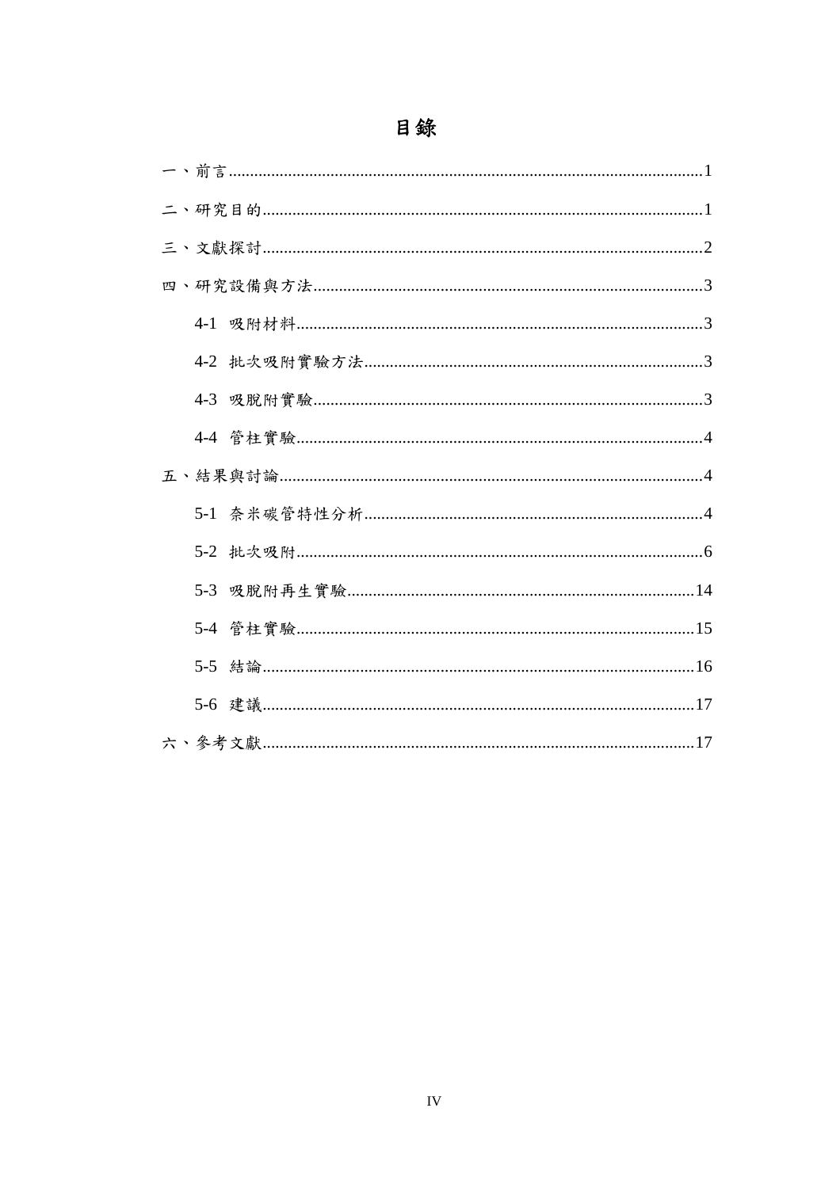# 目錄

一、前言 ..... 1

二、研究目的 ..... 1

三、文獻探討 ..... 2

四、研究設備與方法 ..... 3

- 4-1 吸附材料 ..... 3
- 4-2 批次吸附實驗方法 ..... 3
- 4-3 吸脫附實驗 ..... 3
- 4-4 管柱實驗 ..... 4

五、結果與討論 ..... 4

- 5-1 奈米碳管特性分析 ..... 4
- 5-2 批次吸附 ..... 6
- 5-3 吸脫附再生實驗 ..... 14
- 5-4 管柱實驗 ..... 15
- 5-5 結論 ..... 16
- 5-6 建議 ..... 17

六、參考文獻 ..... 17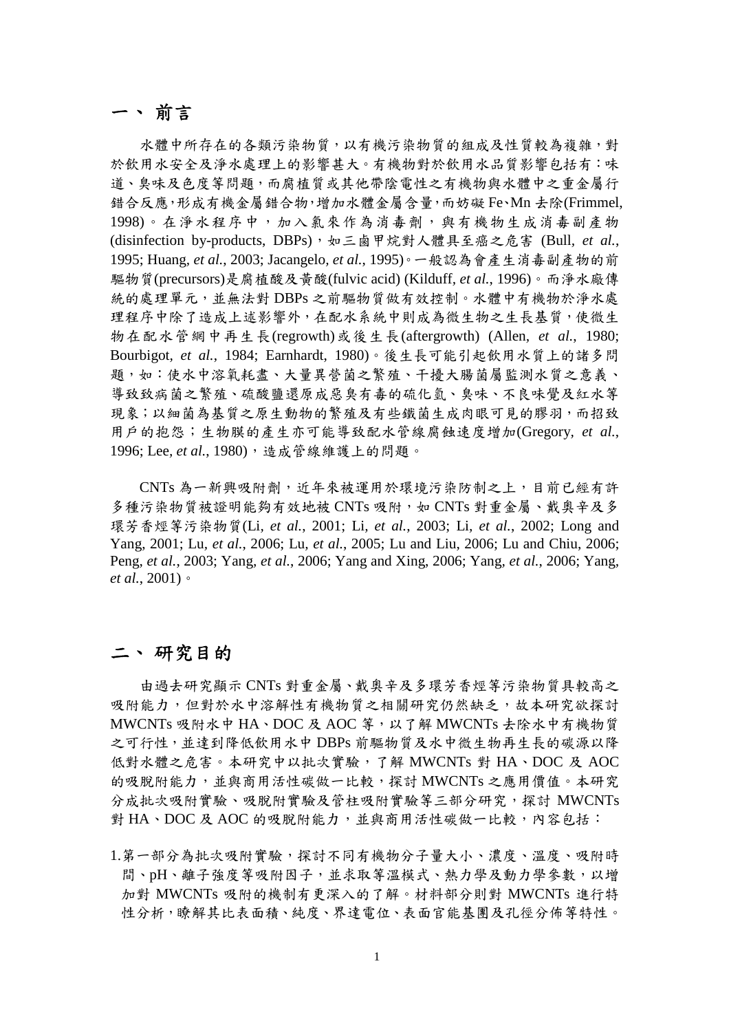# 一、前言

水體中所存在的各類污染物質，以有機污染物質的組成及性質較為複雜，對於飲用水安全及淨水處理上的影響甚大。有機物對於飲用水品質影響包括有：味道、臭味及色度等問題，而腐植質或其他帶陰電性之有機物與水體中之重金屬行錯合反應，形成有機金屬錯合物，增加水體金屬含量，而妨礙 Fe、Mn 去除(Frimmel, 1998)。在淨水程序中，加入氯來作為消毒劑，與有機物生成消毒副產物 (disinfection by-products, DBPs)，如三鹵甲烷對人體具至癌之危害 (Bull, *et al.*, 1995; Huang, *et al.*, 2003; Jacangelo, *et al.*, 1995)。一般認為會產生消毒副產物的前驅物質(precursors)是腐植酸及黃酸(fulvic acid) (Kilduff, *et al.*, 1996)。而淨水廠傳統的處理單元，並無法對 DBPs 之前驅物質做有效控制。水體中有機物於淨水處理程序中除了造成上述影響外，在配水系統中則成為微生物之生長基質，使微生物在配水管網中再生長(regrowth)或後生長(aftergrowth) (Allen, *et al.*, 1980; Bourbigot, *et al.*, 1984; Earnhardt, 1980)。後生長可能引起飲用水質上的諸多問題，如：使水中溶氧耗盡、大量異營菌之繁殖、干擾大腸菌屬監測水質之意義、導致致病菌之繁殖、硫酸鹽還原成惡臭有毒的硫化氫、臭味、不良味覺及紅水等現象；以細菌為基質之原生動物的繁殖及有些鐵菌生成肉眼可見的膠羽，而招致用戶的抱怨；生物膜的產生亦可能導致配水管線腐蝕速度增加(Gregory, *et al.*, 1996; Lee, *et al.*, 1980)，造成管線維護上的問題。

CNTs 為一新興吸附劑，近年來被運用於環境污染防制之上，目前已經有許多種污染物質被證明能夠有效地被 CNTs 吸附，如 CNTs 對重金屬、戴奧辛及多環芳香烴等污染物質(Li, *et al.*, 2001; Li, *et al.*, 2003; Li, *et al.*, 2002; Long and Yang, 2001; Lu, *et al.*, 2006; Lu, *et al.*, 2005; Lu and Liu, 2006; Lu and Chiu, 2006; Peng, *et al.*, 2003; Yang, *et al.*, 2006; Yang and Xing, 2006; Yang, *et al.*, 2006; Yang, *et al.*, 2001)。

# 二、研究目的

由過去研究顯示 CNTs 對重金屬、戴奧辛及多環芳香烴等污染物質具較高之吸附能力，但對於水中溶解性有機物質之相關研究仍然缺乏，故本研究欲探討 MWCNTs 吸附水中 HA、DOC 及 AOC 等，以了解 MWCNTs 去除水中有機物質之可行性，並達到降低飲用水中 DBPs 前驅物質及水中微生物再生長的碳源以降低對水體之危害。本研究中以批次實驗，了解 MWCNTs 對 HA、DOC 及 AOC 的吸脫附能力，並與商用活性碳做一比較，探討 MWCNTs 之應用價值。本研究分成批次吸附實驗、吸脫附實驗及管柱吸附實驗等三部分研究，探討 MWCNTs 對 HA、DOC 及 AOC 的吸脫附能力，並與商用活性碳做一比較，內容包括：

1. 第一部分為批次吸附實驗，探討不同有機物分子量大小、濃度、溫度、吸附時間、pH、離子強度等吸附因子，並求取等溫模式、熱力學及動力學參數，以增加對 MWCNTs 吸附的機制有更深入的了解。材料部分則對 MWCNTs 進行特性分析，瞭解其比表面積、純度、界達電位、表面官能基團及孔徑分佈等特性。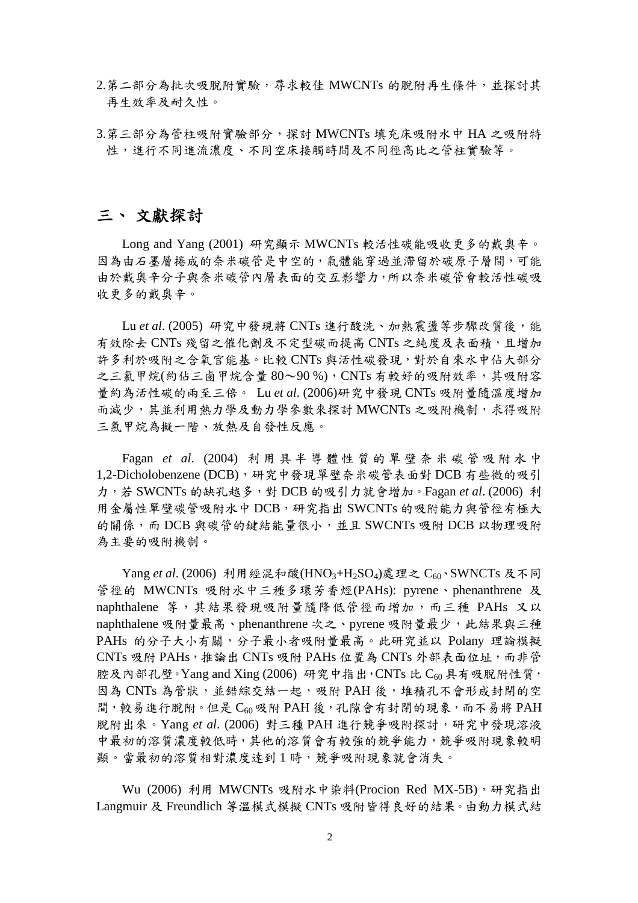2. 第二部分為批次吸脫附實驗，尋求較佳 MWCNTs 的脫附再生條件，並探討其再生效率及耐久性。

3. 第三部分為管柱吸附實驗部分，探討 MWCNTs 填充床吸附水中 HA 之吸附特性，進行不同進流濃度、不同空床接觸時間及不同徑高比之管柱實驗等。

## 三、 文獻探討

Long and Yang (2001) 研究顯示 MWCNTs 較活性碳能吸收更多的戴奧辛。因為由石墨層捲成的奈米碳管是中空的，氣體能穿過並滯留於碳原子層間，可能由於戴奧辛分子與奈米碳管內層表面的交互影響力，所以奈米碳管會較活性碳吸收更多的戴奧辛。

Lu *et al*. (2005) 研究中發現將 CNTs 進行酸洗、加熱震盪等步驟改質後，能有效除去 CNTs 殘留之催化劑及不定型碳而提高 CNTs 之純度及表面積，且增加許多利於吸附之含氧官能基。比較 CNTs 與活性碳發現，對於自來水中佔大部分之三氯甲烷(約佔三鹵甲烷含量 80～90 %)，CNTs 有較好的吸附效率，其吸附容量約為活性碳的兩至三倍。 Lu *et al*. (2006)研究中發現 CNTs 吸附量隨溫度增加而減少，其並利用熱力學及動力學參數來探討 MWCNTs 之吸附機制，求得吸附三氯甲烷為擬一階、放熱及自發性反應。

Fagan *et al*. (2004) 利用具半導體性質的單壁奈米碳管吸附水中 1,2-Dicholobenzene (DCB)，研究中發現單壁奈米碳管表面對 DCB 有些微的吸引力，若 SWCNTs 的缺孔越多，對 DCB 的吸引力就會增加。Fagan *et al*. (2006) 利用金屬性單壁碳管吸附水中 DCB，研究指出 SWCNTs 的吸附能力與管徑有極大的關係，而 DCB 與碳管的鍵結能量很小，並且 SWCNTs 吸附 DCB 以物理吸附為主要的吸附機制。

Yang *et al*. (2006) 利用經混和酸($HNO_3$+$H_2SO_4$)處理之 $C_{60}$、SWNCTs 及不同管徑的 MWCNTs 吸附水中三種多環芳香烴(PAHs): pyrene、phenanthrene 及 naphthalene 等，其結果發現吸附量隨降低管徑而增加，而三種 PAHs 又以 naphthalene 吸附量最高、phenanthrene 次之、pyrene 吸附量最少，此結果與三種 PAHs 的分子大小有關，分子最小者吸附量最高。此研究並以 Polany 理論模擬 CNTs 吸附 PAHs，推論出 CNTs 吸附 PAHs 位置為 CNTs 外部表面位址，而非管腔及內部孔壁。Yang and Xing (2006) 研究中指出，CNTs 比 $C_{60}$ 具有吸脫附性質，因為 CNTs 為管狀，並錯綜交結一起，吸附 PAH 後，堆積孔不會形成封閉的空間，較易進行脫附。但是 $C_{60}$ 吸附 PAH 後，孔隙會有封閉的現象，而不易將 PAH 脫附出來。Yang *et al*. (2006) 對三種 PAH 進行競爭吸附探討，研究中發現溶液中最初的溶質濃度較低時，其他的溶質會有較強的競爭能力，競爭吸附現象較明顯。當最初的溶質相對濃度達到 1 時，競爭吸附現象就會消失。

Wu (2006) 利用 MWCNTs 吸附水中染料(Procion Red MX-5B)，研究指出 Langmuir 及 Freundlich 等溫模式模擬 CNTs 吸附皆得良好的結果。由動力模式結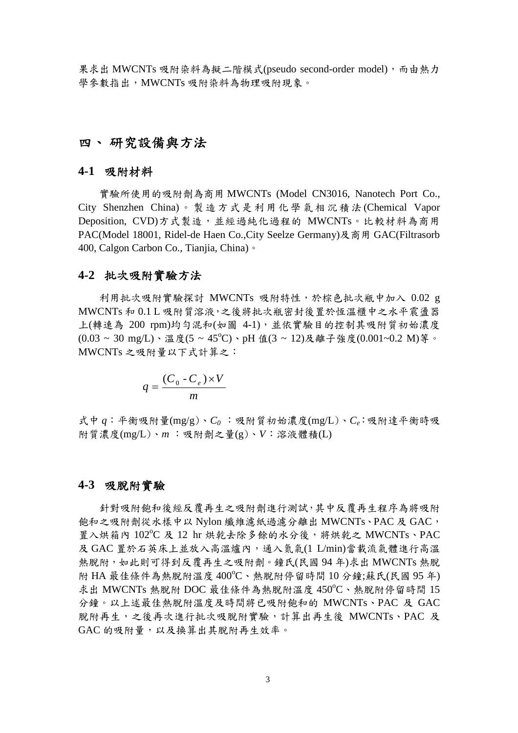果求出 MWCNTs 吸附染料為擬二階模式(pseudo second-order model)，而由熱力學參數指出，MWCNTs 吸附染料為物理吸附現象。

# 四、 研究設備與方法

## 4-1 吸附材料

實驗所使用的吸附劑為商用 MWCNTs (Model CN3016, Nanotech Port Co., City Shenzhen China)。製造方式是利用化學氣相沉積法(Chemical Vapor Deposition, CVD)方式製造，並經過純化過程的 MWCNTs。比較材料為商用 PAC(Model 18001, Ridel-de Haen Co.,City Seelze Germany)及商用 GAC(Filtrasorb 400, Calgon Carbon Co., Tianjia, China)。

## 4-2 批次吸附實驗方法

利用批次吸附實驗探討 MWCNTs 吸附特性，於棕色批次瓶中加入 0.02 g MWCNTs 和 0.1 L 吸附質溶液，之後將批次瓶密封後置於恆溫櫃中之水平震盪器上(轉速為 200 rpm)均勻混和(如圖 4-1)，並依實驗目的控制其吸附質初始濃度(0.03 ~ 30 mg/L)、溫度(5 ~ 45$^{o}$C)、pH 值(3 ~ 12)及離子強度(0.001~0.2 M)等。MWCNTs 之吸附量以下式計算之：

$$q = \frac{(C_0 - C_e) \times V}{m}$$

式中 $q$：平衡吸附量(mg/g)、$C_0$ ：吸附質初始濃度(mg/L)、$C_e$：吸附達平衡時吸附質濃度(mg/L)、$m$ ：吸附劑之量(g)、$V$：溶液體積(L)

## 4-3 吸脫附實驗

針對吸附飽和後經反覆再生之吸附劑進行測試，其中反覆再生程序為將吸附飽和之吸附劑從水樣中以 Nylon 纖維濾紙過濾分離出 MWCNTs、PAC 及 GAC，置入烘箱內 102$^{o}$C 及 12 hr 烘乾去除多餘的水分後，將烘乾之 MWCNTs、PAC 及 GAC 置於石英床上並放入高溫爐內，通入氮氣(1 L/min)當載流氣體進行高溫熱脫附，如此則可得到反覆再生之吸附劑。鐘氏(民國 94 年)求出 MWCNTs 熱脫附 HA 最佳條件為熱脫附溫度 400$^{o}$C、熱脫附停留時間 10 分鐘;蘇氏(民國 95 年)求出 MWCNTs 熱脫附 DOC 最佳條件為熱脫附溫度 450$^{o}$C、熱脫附停留時間 15 分鐘。以上述最佳熱脫附溫度及時間將已吸附飽和的 MWCNTs、PAC 及 GAC 脫附再生，之後再次進行批次吸脫附實驗，計算出再生後 MWCNTs、PAC 及 GAC 的吸附量，以及換算出其脫附再生效率。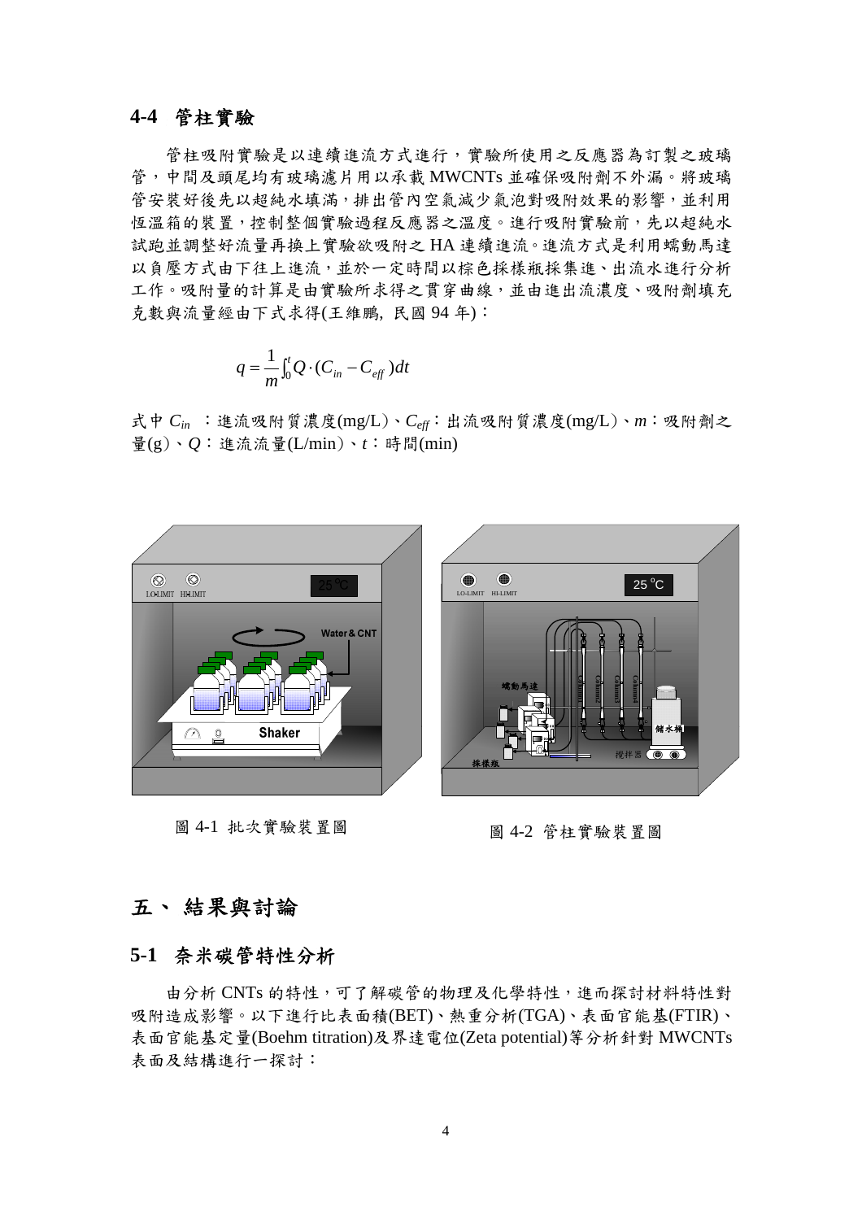## 4-4 管柱實驗

管柱吸附實驗是以連續進流方式進行，實驗所使用之反應器為訂製之玻璃管，中間及頭尾均有玻璃濾片用以承載 MWCNTs 並確保吸附劑不外漏。將玻璃管安裝好後先以超純水填滿，排出管內空氣減少氣泡對吸附效果的影響，並利用恆溫箱的裝置，控制整個實驗過程反應器之溫度。進行吸附實驗前，先以超純水試跑並調整好流量再換上實驗欲吸附之 HA 連續進流。進流方式是利用蠕動馬達以負壓方式由下往上進流，並於一定時間以棕色採樣瓶採集進、出流水進行分析工作。吸附量的計算是由實驗所求得之貫穿曲線，並由進出流濃度、吸附劑填充克數與流量經由下式求得(王維鵬, 民國 94 年)：

$$q = \frac{1}{m}\int_0^t Q \cdot (C_{in} - C_{eff})dt$$

式中 $C_{in}$ ：進流吸附質濃度(mg/L)、$C_{eff}$：出流吸附質濃度(mg/L)、$m$：吸附劑之量(g)、$Q$：進流流量(L/min)、$t$：時間(min)

圖 4-1 批次實驗裝置圖

圖 4-2 管柱實驗裝置圖

# 五、 結果與討論

## 5-1 奈米碳管特性分析

由分析 CNTs 的特性，可了解碳管的物理及化學特性，進而探討材料特性對吸附造成影響。以下進行比表面積(BET)、熱重分析(TGA)、表面官能基(FTIR)、表面官能基定量(Boehm titration)及界達電位(Zeta potential)等分析針對 MWCNTs 表面及結構進行一探討：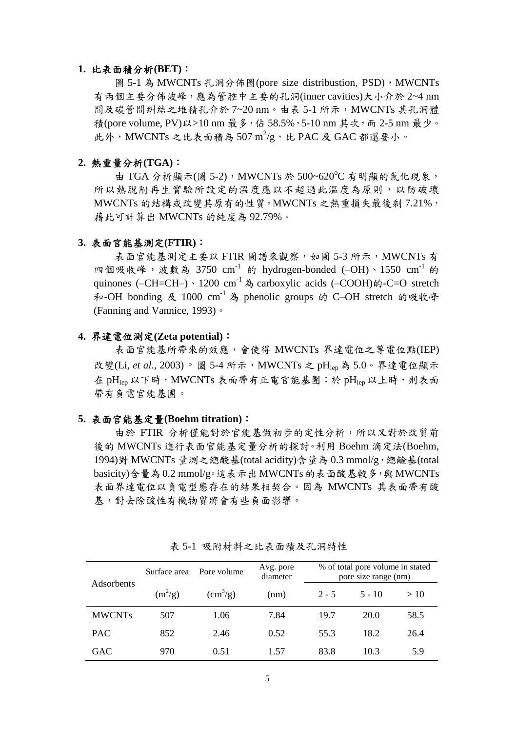**1. 比表面積分析(BET)：**

圖 5-1 為 MWCNTs 孔洞分佈圖(pore size distribustion, PSD)，MWCNTs 有兩個主要分佈波峰，應為管腔中主要的孔洞(inner cavities)大小介於 2~4 nm 間及碳管間糾結之堆積孔介於 7~20 nm。由表 5-1 所示，MWCNTs 其孔洞體積(pore volume, PV)以>10 nm 最多，佔 58.5%，5-10 nm 其次，而 2-5 nm 最少。此外，MWCNTs 之比表面積為 507 $m^2/g$，比 PAC 及 GAC 都還要小。

**2. 熱重量分析(TGA)：**

由 TGA 分析顯示(圖 5-2)，MWCNTs 於 500~620°C 有明顯的氧化現象，所以熱脫附再生實驗所設定的溫度應以不超過此溫度為原則，以防破壞 MWCNTs 的結構或改變其原有的性質。MWCNTs 之熱重損失最後剩 7.21%，藉此可計算出 MWCNTs 的純度為 92.79%。

**3. 表面官能基測定(FTIR)：**

表面官能基測定主要以 FTIR 圖譜來觀察，如圖 5-3 所示，MWCNTs 有四個吸收峰，波數為 3750 $cm^{-1}$ 的 hydrogen-bonded (–OH)、1550 $cm^{-1}$ 的 quinones (–CH=CH–)、1200 $cm^{-1}$ 為 carboxylic acids (–COOH)的-C=O stretch 和-OH bonding 及 1000 $cm^{-1}$ 為 phenolic groups 的 C–OH stretch 的吸收峰 (Fanning and Vannice, 1993)。

**4. 界達電位測定(Zeta potential)：**

表面官能基所帶來的效應，會使得 MWCNTs 界達電位之等電位點(IEP)改變(Li, *et al.*, 2003)。圖 5-4 所示，MWCNTs 之 $pH_{iep}$ 為 5.0。界達電位顯示在 $pH_{iep}$ 以下時，MWCNTs 表面帶有正電官能基團；於 $pH_{iep}$ 以上時，則表面帶有負電官能基團。

**5. 表面官能基定量(Boehm titration)：**

由於 FTIR 分析僅能對於官能基做初步的定性分析，所以又對於改質前後的 MWCNTs 進行表面官能基定量分析的探討。利用 Boehm 滴定法(Boehm, 1994)對 MWCNTs 量測之總酸基(total acidity)含量為 0.3 mmol/g，總鹼基(total basicity)含量為 0.2 mmol/g。這表示出 MWCNTs 的表面酸基較多，與 MWCNTs 表面界達電位以負電型態存在的結果相契合。因為 MWCNTs 其表面帶有酸基，對去除酸性有機物質將會有些負面影響。

表 5-1 吸附材料之比表面積及孔洞特性

| Adsorbents | Surface area | Pore volume | Avg. pore diameter | % of total pore volume in stated pore size range (nm) | | |
|---|---|---|---|---|---|---|
| | ($m^2/g$) | ($cm^3/g$) | (nm) | 2 - 5 | 5 - 10 | > 10 |
| MWCNTs | 507 | 1.06 | 7.84 | 19.7 | 20.0 | 58.5 |
| PAC | 852 | 2.46 | 0.52 | 55.3 | 18.2 | 26.4 |
| GAC | 970 | 0.51 | 1.57 | 83.8 | 10.3 | 5.9 |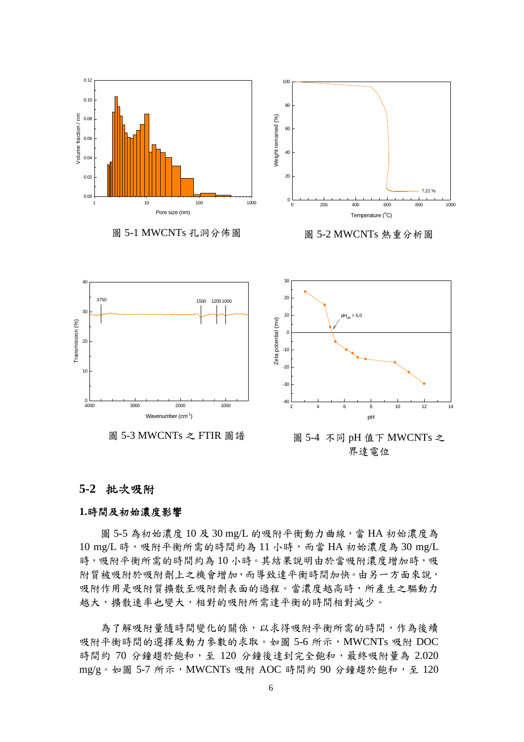圖 5-1 MWCNTs 孔洞分佈圖

圖 5-2 MWCNTs 熱重分析圖

圖 5-3 MWCNTs 之 FTIR 圖譜

圖 5-4 不同 pH 值下 MWCNTs 之界達電位

## 5-2 批次吸附

### 1.時間及初始濃度影響

圖 5-5 為初始濃度 10 及 30 mg/L 的吸附平衡動力曲線，當 HA 初始濃度為 10 mg/L 時，吸附平衡所需的時間約為 11 小時，而當 HA 初始濃度為 30 mg/L 時，吸附平衡所需的時間約為 10 小時。其結果說明由於當吸附濃度增加時，吸附質被吸附於吸附劑上之機會增加，而導致達平衡時間加快。由另一方面來說，吸附作用是吸附質擴散至吸附劑表面的過程。當濃度越高時，所產生之驅動力越大，擴散速率也變大，相對的吸附所需達平衡的時間相對減少。

為了解吸附量隨時間變化的關係，以求得吸附平衡所需的時間，作為後續吸附平衡時間的選擇及動力參數的求取。如圖 5-6 所示，MWCNTs 吸附 DOC 時間約 70 分鐘趨於飽和，至 120 分鐘後達到完全飽和，最終吸附量為 2.020 mg/g。如圖 5-7 所示，MWCNTs 吸附 AOC 時間約 90 分鐘趨於飽和，至 120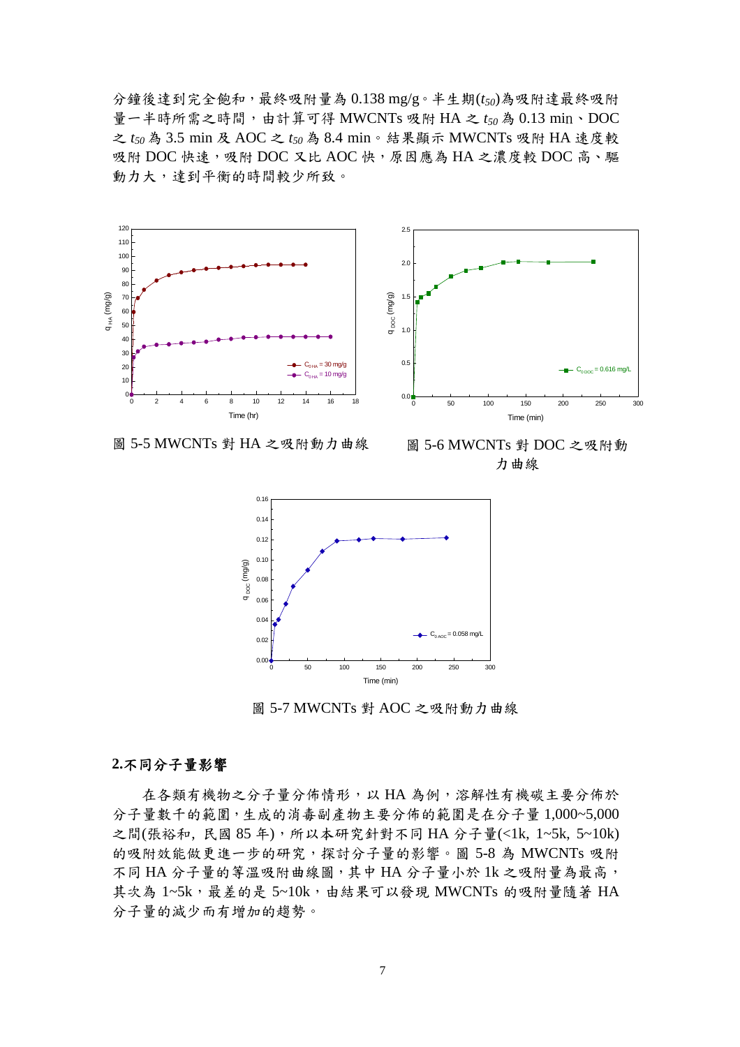分鐘後達到完全飽和，最終吸附量為 0.138 mg/g。半生期($t_{50}$)為吸附達最終吸附量一半時所需之時間，由計算可得 MWCNTs 吸附 HA 之 $t_{50}$ 為 0.13 min、DOC 之 $t_{50}$ 為 3.5 min 及 AOC 之 $t_{50}$ 為 8.4 min。結果顯示 MWCNTs 吸附 HA 速度較吸附 DOC 快速，吸附 DOC 又比 AOC 快，原因應為 HA 之濃度較 DOC 高、驅動力大，達到平衡的時間較少所致。

圖 5-5 MWCNTs 對 HA 之吸附動力曲線

圖 5-6 MWCNTs 對 DOC 之吸附動力曲線

圖 5-7 MWCNTs 對 AOC 之吸附動力曲線

**2.不同分子量影響**

在各類有機物之分子量分佈情形，以 HA 為例，溶解性有機碳主要分佈於分子量數千的範圍，生成的消毒副產物主要分佈的範圍是在分子量 1,000~5,000 之間(張裕和, 民國 85 年)，所以本研究針對不同 HA 分子量(<1k, 1~5k, 5~10k)的吸附效能做更進一步的研究，探討分子量的影響。圖 5-8 為 MWCNTs 吸附不同 HA 分子量的等溫吸附曲線圖，其中 HA 分子量小於 1k 之吸附量為最高，其次為 1~5k，最差的是 5~10k，由結果可以發現 MWCNTs 的吸附量隨著 HA 分子量的減少而有增加的趨勢。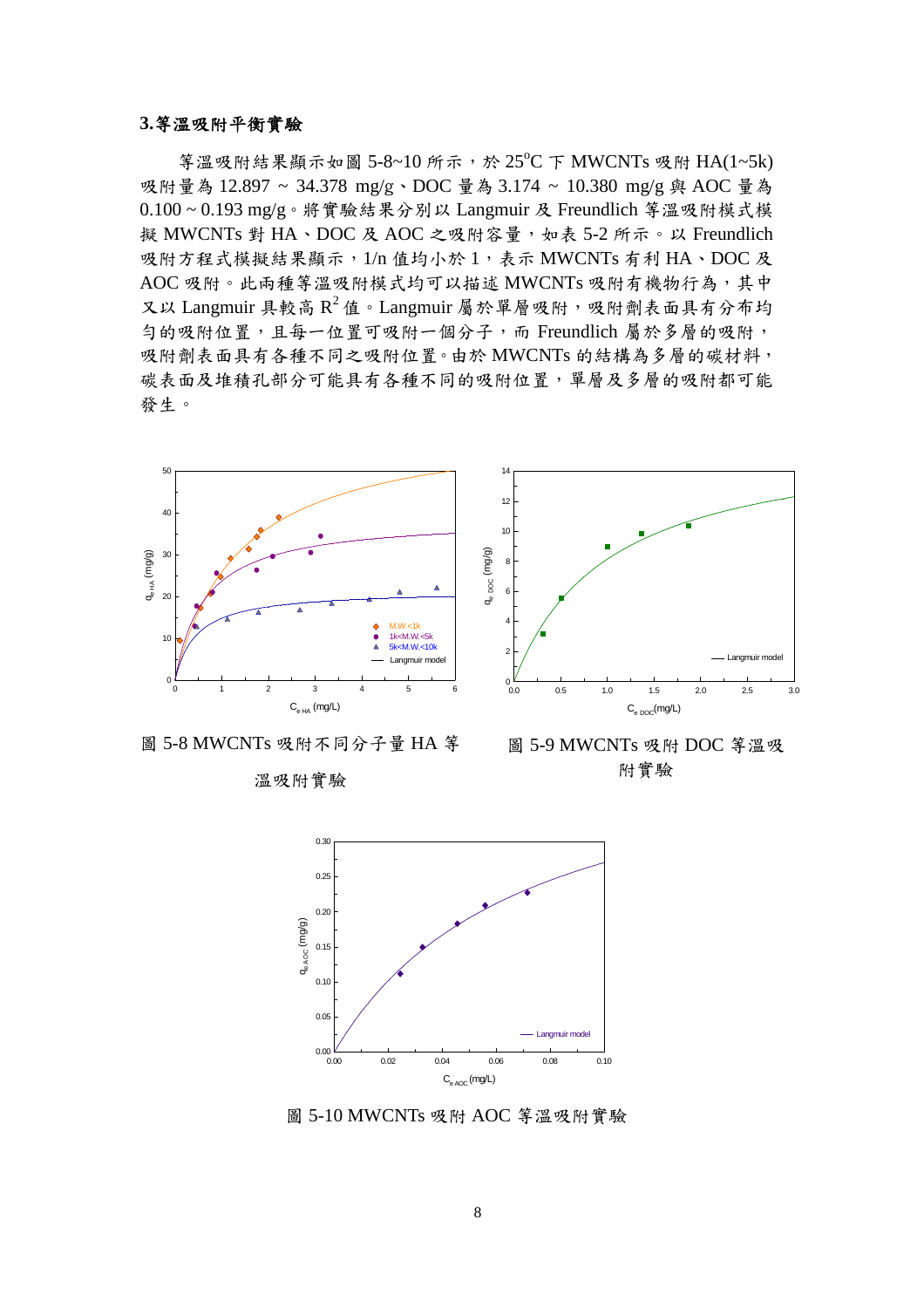### 3.等溫吸附平衡實驗

等溫吸附結果顯示如圖 5-8~10 所示，於 25°C 下 MWCNTs 吸附 HA(1~5k) 吸附量為 12.897 ~ 34.378 mg/g、DOC 量為 3.174 ~ 10.380 mg/g 與 AOC 量為 0.100 ~ 0.193 mg/g。將實驗結果分別以 Langmuir 及 Freundlich 等溫吸附模式模擬 MWCNTs 對 HA、DOC 及 AOC 之吸附容量，如表 5-2 所示。以 Freundlich 吸附方程式模擬結果顯示，1/n 值均小於 1，表示 MWCNTs 有利 HA、DOC 及 AOC 吸附。此兩種等溫吸附模式均可以描述 MWCNTs 吸附有機物行為，其中又以 Langmuir 具較高 $R^2$ 值。Langmuir 屬於單層吸附，吸附劑表面具有分布均勻的吸附位置，且每一位置可吸附一個分子，而 Freundlich 屬於多層的吸附，吸附劑表面具有各種不同之吸附位置。由於 MWCNTs 的結構為多層的碳材料，碳表面及堆積孔部分可能具有各種不同的吸附位置，單層及多層的吸附都可能發生。

圖 5-8 MWCNTs 吸附不同分子量 HA 等溫吸附實驗

圖 5-9 MWCNTs 吸附 DOC 等溫吸附實驗

圖 5-10 MWCNTs 吸附 AOC 等溫吸附實驗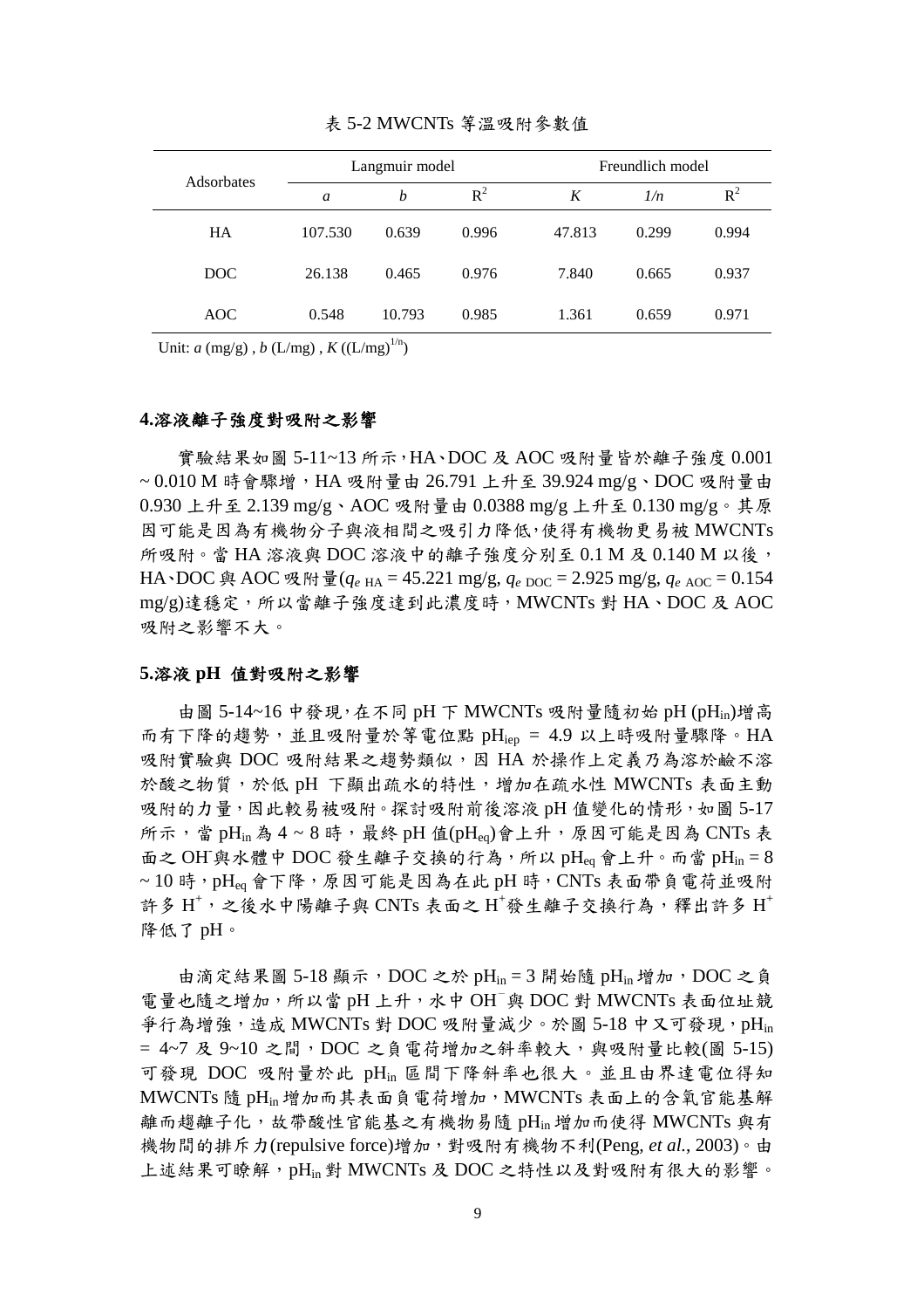表 5-2 MWCNTs 等溫吸附參數值

| Adsorbates | Langmuir model | | | Freundlich model | | |
|---|---|---|---|---|---|---|
| | *a* | *b* | $R^2$ | *K* | *1/n* | $R^2$ |
| HA | 107.530 | 0.639 | 0.996 | 47.813 | 0.299 | 0.994 |
| DOC | 26.138 | 0.465 | 0.976 | 7.840 | 0.665 | 0.937 |
| AOC | 0.548 | 10.793 | 0.985 | 1.361 | 0.659 | 0.971 |

Unit: $a$ (mg/g) , $b$ (L/mg) , $K$ ((L/mg)$^{1/n}$)

**4.溶液離子強度對吸附之影響**

實驗結果如圖 5-11~13 所示，HA、DOC 及 AOC 吸附量皆於離子強度 0.001 ~ 0.010 M 時會驟增，HA 吸附量由 26.791 上升至 39.924 mg/g、DOC 吸附量由 0.930 上升至 2.139 mg/g、AOC 吸附量由 0.0388 mg/g 上升至 0.130 mg/g。其原因可能是因為有機物分子與液相間之吸引力降低，使得有機物更易被 MWCNTs 所吸附。當 HA 溶液與 DOC 溶液中的離子強度分別至 0.1 M 及 0.140 M 以後，HA、DOC 與 AOC 吸附量($q_{e\ \mathrm{HA}}$ = 45.221 mg/g, $q_{e\ \mathrm{DOC}}$ = 2.925 mg/g, $q_{e\ \mathrm{AOC}}$ = 0.154 mg/g)達穩定，所以當離子強度達到此濃度時，MWCNTs 對 HA、DOC 及 AOC 吸附之影響不大。

**5.溶液 pH 值對吸附之影響**

由圖 5-14~16 中發現，在不同 pH 下 MWCNTs 吸附量隨初始 pH ($pH_{in}$)增高而有下降的趨勢，並且吸附量於等電位點 $pH_{iep}$ = 4.9 以上時吸附量驟降。HA 吸附實驗與 DOC 吸附結果之趨勢類似，因 HA 於操作上定義乃為溶於鹼不溶於酸之物質，於低 pH 下顯出疏水的特性，增加在疏水性 MWCNTs 表面主動吸附的力量，因此較易被吸附。探討吸附前後溶液 pH 值變化的情形，如圖 5-17 所示，當 $pH_{in}$ 為 4 ~ 8 時，最終 pH 值($pH_{eq}$)會上升，原因可能是因為 CNTs 表面之 $OH^-$與水體中 DOC 發生離子交換的行為，所以 $pH_{eq}$ 會上升。而當 $pH_{in}$ = 8 ~ 10 時，$pH_{eq}$ 會下降，原因可能是因為在此 pH 時，CNTs 表面帶負電荷並吸附許多 $H^+$，之後水中陽離子與 CNTs 表面之 $H^+$發生離子交換行為，釋出許多 $H^+$ 降低了 pH。

由滴定結果圖 5-18 顯示，DOC 之於 $pH_{in}$ = 3 開始隨 $pH_{in}$ 增加，DOC 之負電量也隨之增加，所以當 pH 上升，水中 $OH^-$與 DOC 對 MWCNTs 表面位址競爭行為增強，造成 MWCNTs 對 DOC 吸附量減少。於圖 5-18 中又可發現，$pH_{in}$ = 4~7 及 9~10 之間，DOC 之負電荷增加之斜率較大，與吸附量比較(圖 5-15)可發現 DOC 吸附量於此 $pH_{in}$ 區間下降斜率也很大。並且由界達電位得知 MWCNTs 隨 $pH_{in}$ 增加而其表面負電荷增加，MWCNTs 表面上的含氧官能基解離而趨離子化，故帶酸性官能基之有機物易隨 $pH_{in}$ 增加而使得 MWCNTs 與有機物間的排斥力(repulsive force)增加，對吸附有機物不利(Peng, *et al.*, 2003)。由上述結果可瞭解，$pH_{in}$ 對 MWCNTs 及 DOC 之特性以及對吸附有很大的影響。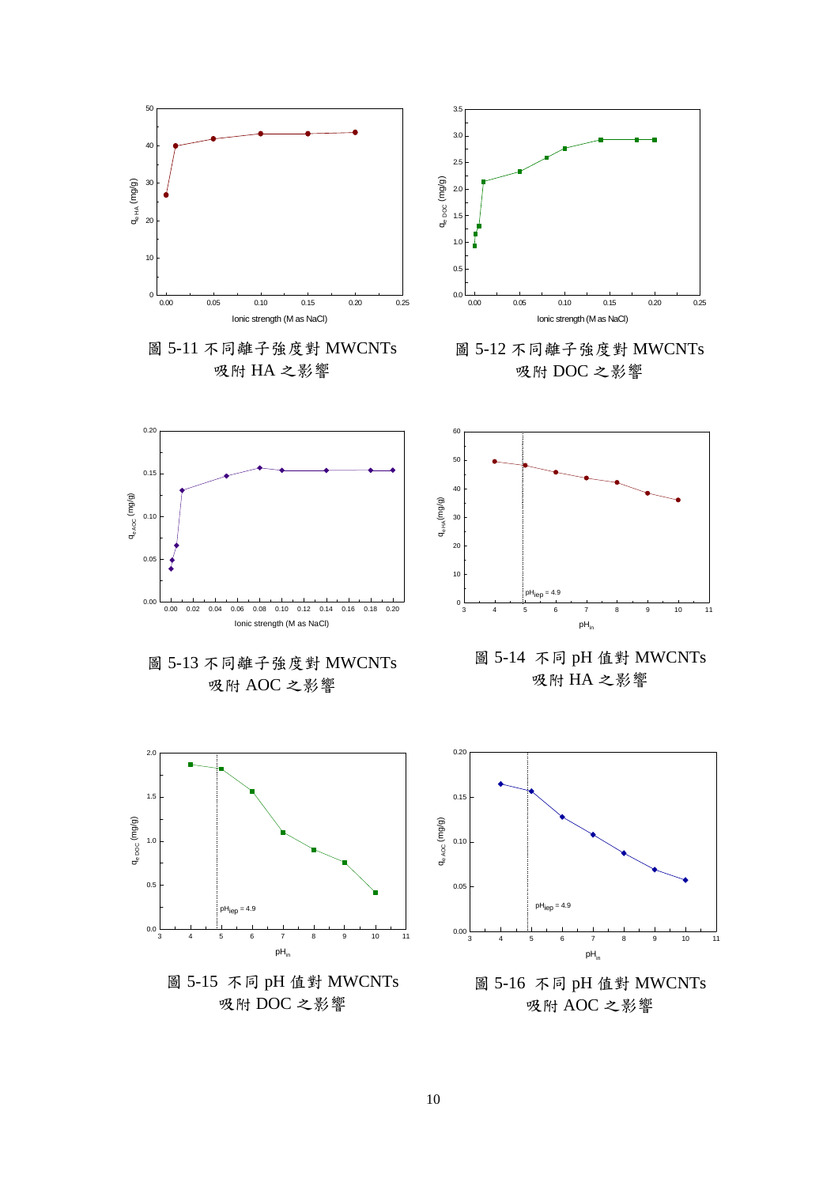圖 5-11 不同離子強度對 MWCNTs 吸附 HA 之影響

圖 5-12 不同離子強度對 MWCNTs 吸附 DOC 之影響

圖 5-13 不同離子強度對 MWCNTs 吸附 AOC 之影響

圖 5-14 不同 pH 值對 MWCNTs 吸附 HA 之影響

圖 5-15 不同 pH 值對 MWCNTs 吸附 DOC 之影響

圖 5-16 不同 pH 值對 MWCNTs 吸附 AOC 之影響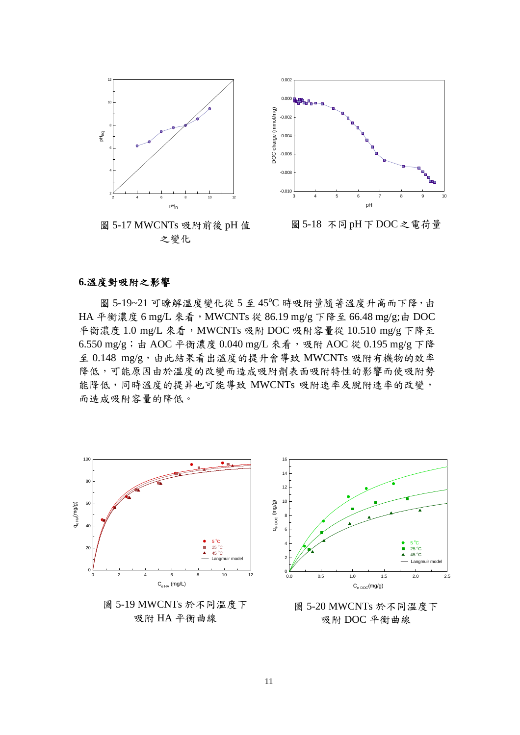圖 5-17 MWCNTs 吸附前後 pH 值之變化

圖 5-18 不同 pH 下 DOC 之電荷量

**6.溫度對吸附之影響**

圖 5-19~21 可瞭解溫度變化從 5 至 45$^{o}$C 時吸附量隨著溫度升高而下降，由 HA 平衡濃度 6 mg/L 來看，MWCNTs 從 86.19 mg/g 下降至 66.48 mg/g;由 DOC 平衡濃度 1.0 mg/L 來看，MWCNTs 吸附 DOC 吸附容量從 10.510 mg/g 下降至 6.550 mg/g；由 AOC 平衡濃度 0.040 mg/L 來看，吸附 AOC 從 0.195 mg/g 下降至 0.148 mg/g，由此結果看出溫度的提升會導致 MWCNTs 吸附有機物的效率降低，可能原因由於溫度的改變而造成吸附劑表面吸附特性的影響而使吸附勢能降低，同時溫度的提昇也可能導致 MWCNTs 吸附速率及脫附速率的改變，而造成吸附容量的降低。

圖 5-19 MWCNTs 於不同溫度下吸附 HA 平衡曲線

圖 5-20 MWCNTs 於不同溫度下吸附 DOC 平衡曲線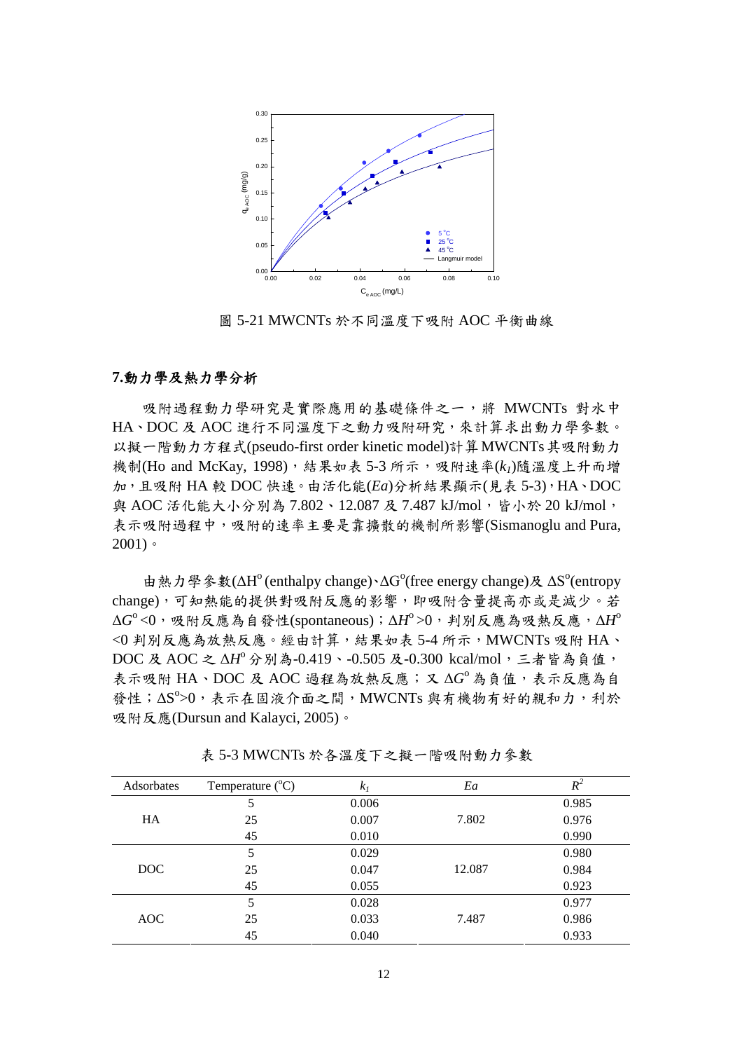圖 5-21 MWCNTs 於不同溫度下吸附 AOC 平衡曲線

**7.動力學及熱力學分析**

吸附過程動力學研究是實際應用的基礎條件之一，將 MWCNTs 對水中 HA、DOC 及 AOC 進行不同溫度下之動力吸附研究，來計算求出動力學參數。以擬一階動力方程式(pseudo-first order kinetic model)計算 MWCNTs 其吸附動力機制(Ho and McKay, 1998)，結果如表 5-3 所示，吸附速率($k_1$)隨溫度上升而增加，且吸附 HA 較 DOC 快速。由活化能($Ea$)分析結果顯示(見表 5-3)，HA、DOC 與 AOC 活化能大小分別為 7.802、12.087 及 7.487 kJ/mol，皆小於 20 kJ/mol，表示吸附過程中，吸附的速率主要是靠擴散的機制所影響(Sismanoglu and Pura, 2001)。

由熱力學參數($\Delta H^o$ (enthalpy change)、$\Delta G^o$(free energy change)及 $\Delta S^o$(entropy change)，可知熱能的提供對吸附反應的影響，即吸附含量提高亦或是減少。若 $\Delta G^o<0$，吸附反應為自發性(spontaneous)；$\Delta H^o>0$，判別反應為吸熱反應，$\Delta H^o<0$ 判別反應為放熱反應。經由計算，結果如表 5-4 所示，MWCNTs 吸附 HA、DOC 及 AOC 之 $\Delta H^o$ 分別為-0.419、-0.505 及-0.300 kcal/mol，三者皆為負值，表示吸附 HA、DOC 及 AOC 過程為放熱反應；又 $\Delta G^o$ 為負值，表示反應為自發性；$\Delta S^o>0$，表示在固液介面之間，MWCNTs 與有機物有好的親和力，利於吸附反應(Dursun and Kalayci, 2005)。

表 5-3 MWCNTs 於各溫度下之擬一階吸附動力參數

| Adsorbates | Temperature (°C) | $k_1$ | $Ea$ | $R^2$ |
|---|---|---|---|---|
| HA | 5 | 0.006 | 7.802 | 0.985 |
| | 25 | 0.007 | | 0.976 |
| | 45 | 0.010 | | 0.990 |
| DOC | 5 | 0.029 | 12.087 | 0.980 |
| | 25 | 0.047 | | 0.984 |
| | 45 | 0.055 | | 0.923 |
| AOC | 5 | 0.028 | 7.487 | 0.977 |
| | 25 | 0.033 | | 0.986 |
| | 45 | 0.040 | | 0.933 |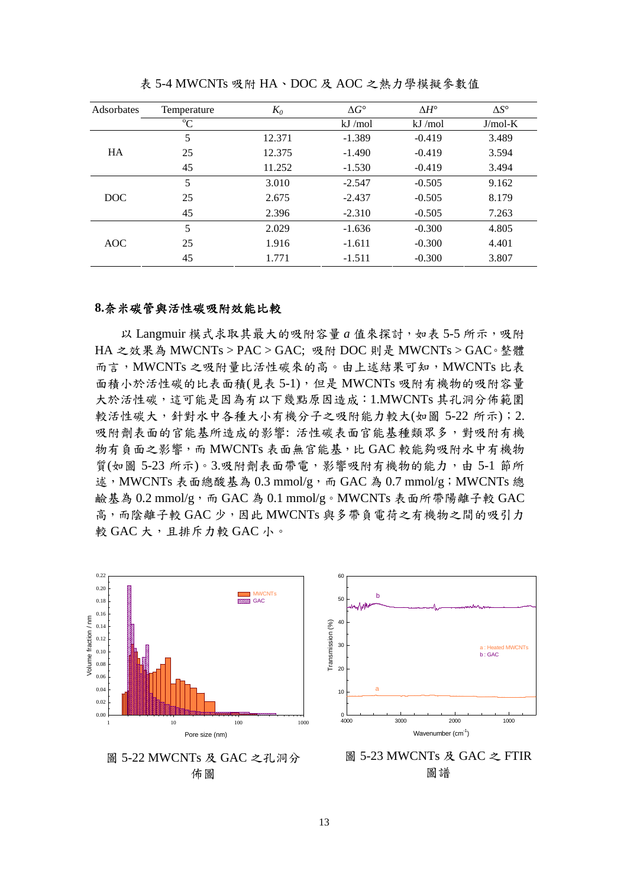表 5-4 MWCNTs 吸附 HA、DOC 及 AOC 之熱力學模擬參數值

| Adsorbates | Temperature | $K_0$ | $\Delta G°$ | $\Delta H°$ | $\Delta S°$ |
|---|---|---|---|---|---|
| | °C | | kJ /mol | kJ /mol | J/mol-K |
| HA | 5 | 12.371 | -1.389 | -0.419 | 3.489 |
| | 25 | 12.375 | -1.490 | -0.419 | 3.594 |
| | 45 | 11.252 | -1.530 | -0.419 | 3.494 |
| DOC | 5 | 3.010 | -2.547 | -0.505 | 9.162 |
| | 25 | 2.675 | -2.437 | -0.505 | 8.179 |
| | 45 | 2.396 | -2.310 | -0.505 | 7.263 |
| AOC | 5 | 2.029 | -1.636 | -0.300 | 4.805 |
| | 25 | 1.916 | -1.611 | -0.300 | 4.401 |
| | 45 | 1.771 | -1.511 | -0.300 | 3.807 |

**8.奈米碳管與活性碳吸附效能比較**

以 Langmuir 模式求取其最大的吸附容量 *a* 值來探討，如表 5-5 所示，吸附 HA 之效果為 MWCNTs > PAC > GAC; 吸附 DOC 則是 MWCNTs > GAC。整體而言，MWCNTs 之吸附量比活性碳來的高。由上述結果可知，MWCNTs 比表面積小於活性碳的比表面積(見表 5-1)，但是 MWCNTs 吸附有機物的吸附容量大於活性碳，這可能是因為有以下幾點原因造成：1.MWCNTs 其孔洞分佈範圍較活性碳大，針對水中各種大小有機分子之吸附能力較大(如圖 5-22 所示)；2.吸附劑表面的官能基所造成的影響: 活性碳表面官能基種類眾多，對吸附有機物有負面之影響，而 MWCNTs 表面無官能基，比 GAC 較能夠吸附水中有機物質(如圖 5-23 所示)。3.吸附劑表面帶電，影響吸附有機物的能力，由 5-1 節所述，MWCNTs 表面總酸基為 0.3 mmol/g，而 GAC 為 0.7 mmol/g；MWCNTs 總鹼基為 0.2 mmol/g，而 GAC 為 0.1 mmol/g。MWCNTs 表面所帶陽離子較 GAC 高，而陰離子較 GAC 少，因此 MWCNTs 與多帶負電荷之有機物之間的吸引力較 GAC 大，且排斥力較 GAC 小。

圖 5-22 MWCNTs 及 GAC 之孔洞分佈圖

圖 5-23 MWCNTs 及 GAC 之 FTIR 圖譜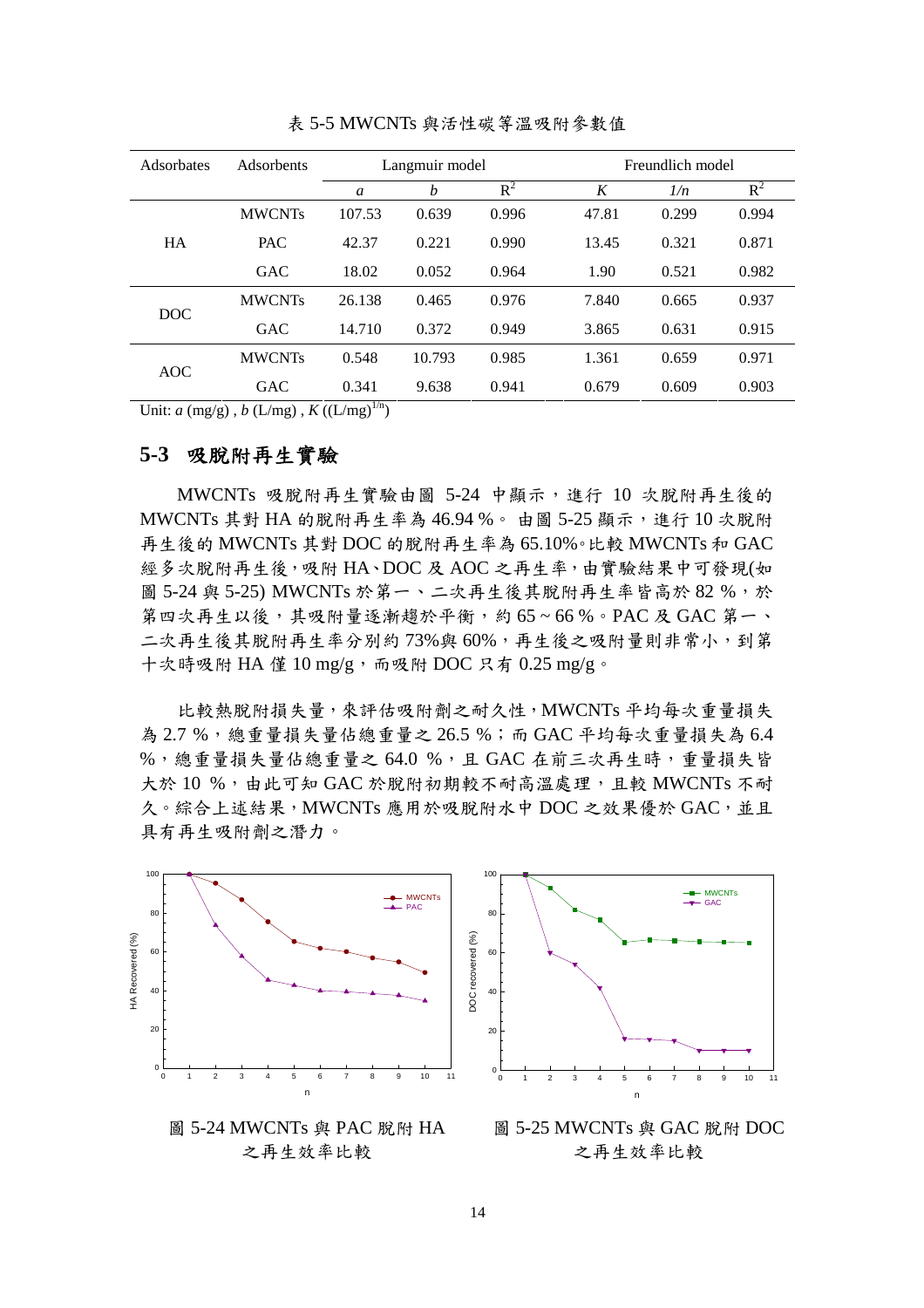表 5-5 MWCNTs 與活性碳等溫吸附參數值

| Adsorbates | Adsorbents | Langmuir model | | | Freundlich model | | |
|---|---|---|---|---|---|---|---|
| | | *a* | *b* | $R^2$ | *K* | *1/n* | $R^2$ |
| HA | MWCNTs | 107.53 | 0.639 | 0.996 | 47.81 | 0.299 | 0.994 |
| | PAC | 42.37 | 0.221 | 0.990 | 13.45 | 0.321 | 0.871 |
| | GAC | 18.02 | 0.052 | 0.964 | 1.90 | 0.521 | 0.982 |
| DOC | MWCNTs | 26.138 | 0.465 | 0.976 | 7.840 | 0.665 | 0.937 |
| | GAC | 14.710 | 0.372 | 0.949 | 3.865 | 0.631 | 0.915 |
| AOC | MWCNTs | 0.548 | 10.793 | 0.985 | 1.361 | 0.659 | 0.971 |
| | GAC | 0.341 | 9.638 | 0.941 | 0.679 | 0.609 | 0.903 |

Unit: *a* (mg/g) , *b* (L/mg) , *K* ($(L/mg)^{1/n}$)

## 5-3 吸脫附再生實驗

MWCNTs 吸脫附再生實驗由圖 5-24 中顯示，進行 10 次脫附再生後的 MWCNTs 其對 HA 的脫附再生率為 46.94 %。由圖 5-25 顯示，進行 10 次脫附再生後的 MWCNTs 其對 DOC 的脫附再生率為 65.10%。比較 MWCNTs 和 GAC 經多次脫附再生後，吸附 HA、DOC 及 AOC 之再生率，由實驗結果中可發現(如圖 5-24 與 5-25) MWCNTs 於第一、二次再生後其脫附再生率皆高於 82 %，於第四次再生以後，其吸附量逐漸趨於平衡，約 65 ~ 66 %。PAC 及 GAC 第一、二次再生後其脫附再生率分別約 73%與 60%，再生後之吸附量則非常小，到第十次時吸附 HA 僅 10 mg/g，而吸附 DOC 只有 0.25 mg/g。

比較熱脫附損失量，來評估吸附劑之耐久性，MWCNTs 平均每次重量損失為 2.7 %，總重量損失量佔總重量之 26.5 %；而 GAC 平均每次重量損失為 6.4 %，總重量損失量佔總重量之 64.0 %，且 GAC 在前三次再生時，重量損失皆大於 10 %，由此可知 GAC 於脫附初期較不耐高溫處理，且較 MWCNTs 不耐久。綜合上述結果，MWCNTs 應用於吸脫附水中 DOC 之效果優於 GAC，並且具有再生吸附劑之潛力。

圖 5-24 MWCNTs 與 PAC 脫附 HA 之再生效率比較

圖 5-25 MWCNTs 與 GAC 脫附 DOC 之再生效率比較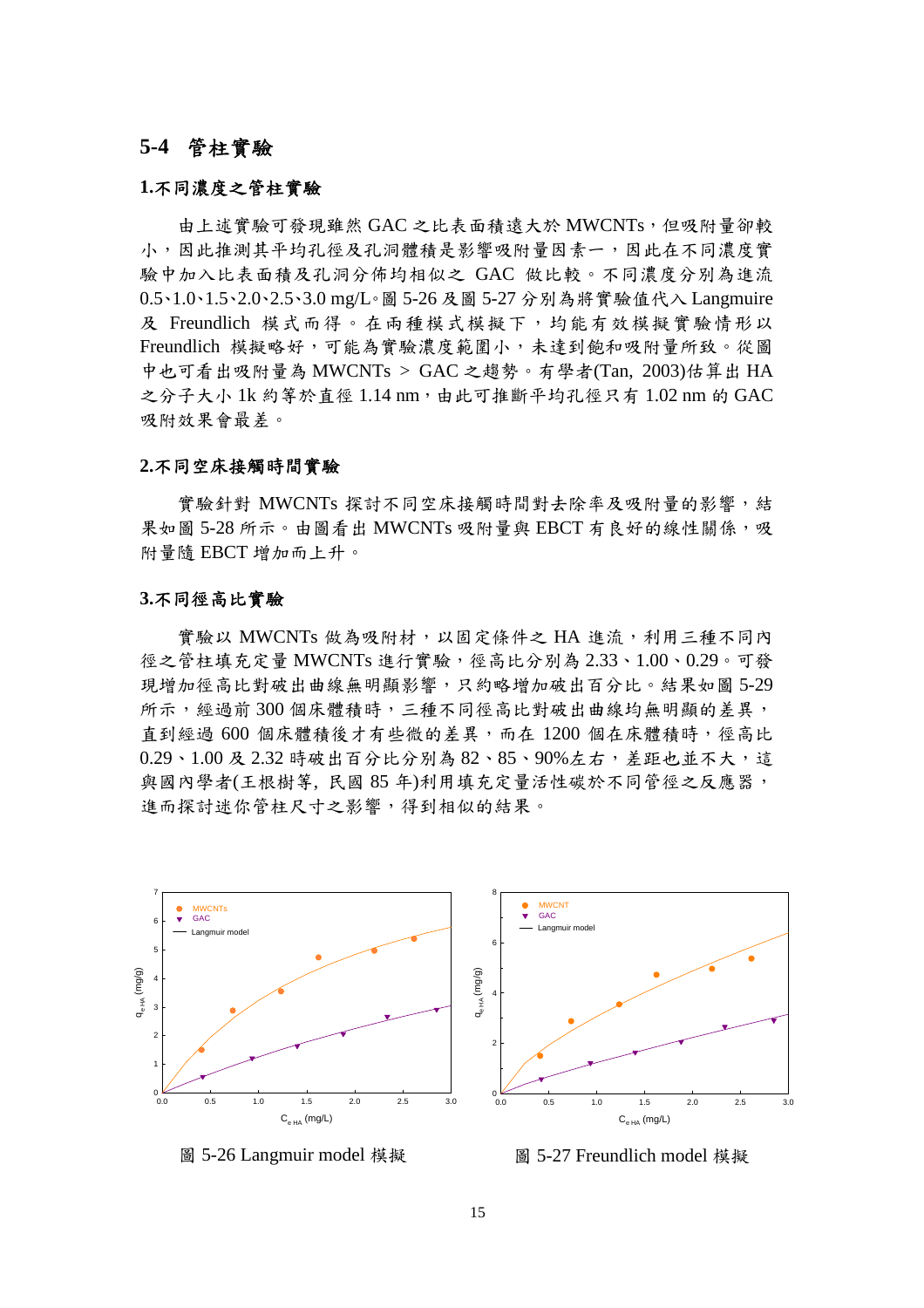## 5-4 管柱實驗

### 1.不同濃度之管柱實驗

由上述實驗可發現雖然 GAC 之比表面積遠大於 MWCNTs，但吸附量卻較小，因此推測其平均孔徑及孔洞體積是影響吸附量因素一，因此在不同濃度實驗中加入比表面積及孔洞分佈均相似之 GAC 做比較。不同濃度分別為進流 0.5、1.0、1.5、2.0、2.5、3.0 mg/L。圖 5-26 及圖 5-27 分別為將實驗值代入 Langmuire 及 Freundlich 模式而得。在兩種模式模擬下，均能有效模擬實驗情形以 Freundlich 模擬略好，可能為實驗濃度範圍小，未達到飽和吸附量所致。從圖中也可看出吸附量為 MWCNTs > GAC 之趨勢。有學者(Tan, 2003)估算出 HA 之分子大小 1k 約等於直徑 1.14 nm，由此可推斷平均孔徑只有 1.02 nm 的 GAC 吸附效果會最差。

### 2.不同空床接觸時間實驗

實驗針對 MWCNTs 探討不同空床接觸時間對去除率及吸附量的影響，結果如圖 5-28 所示。由圖看出 MWCNTs 吸附量與 EBCT 有良好的線性關係，吸附量隨 EBCT 增加而上升。

### 3.不同徑高比實驗

實驗以 MWCNTs 做為吸附材，以固定條件之 HA 進流，利用三種不同內徑之管柱填充定量 MWCNTs 進行實驗，徑高比分別為 2.33、1.00、0.29。可發現增加徑高比對破出曲線無明顯影響，只約略增加破出百分比。結果如圖 5-29 所示，經過前 300 個床體積時，三種不同徑高比對破出曲線均無明顯的差異，直到經過 600 個床體積後才有些微的差異，而在 1200 個在床體積時，徑高比 0.29、1.00 及 2.32 時破出百分比分別為 82、85、90%左右，差距也並不大，這與國內學者(王根樹等, 民國 85 年)利用填充定量活性碳於不同管徑之反應器，進而探討迷你管柱尺寸之影響，得到相似的結果。

圖 5-26 Langmuir model 模擬

圖 5-27 Freundlich model 模擬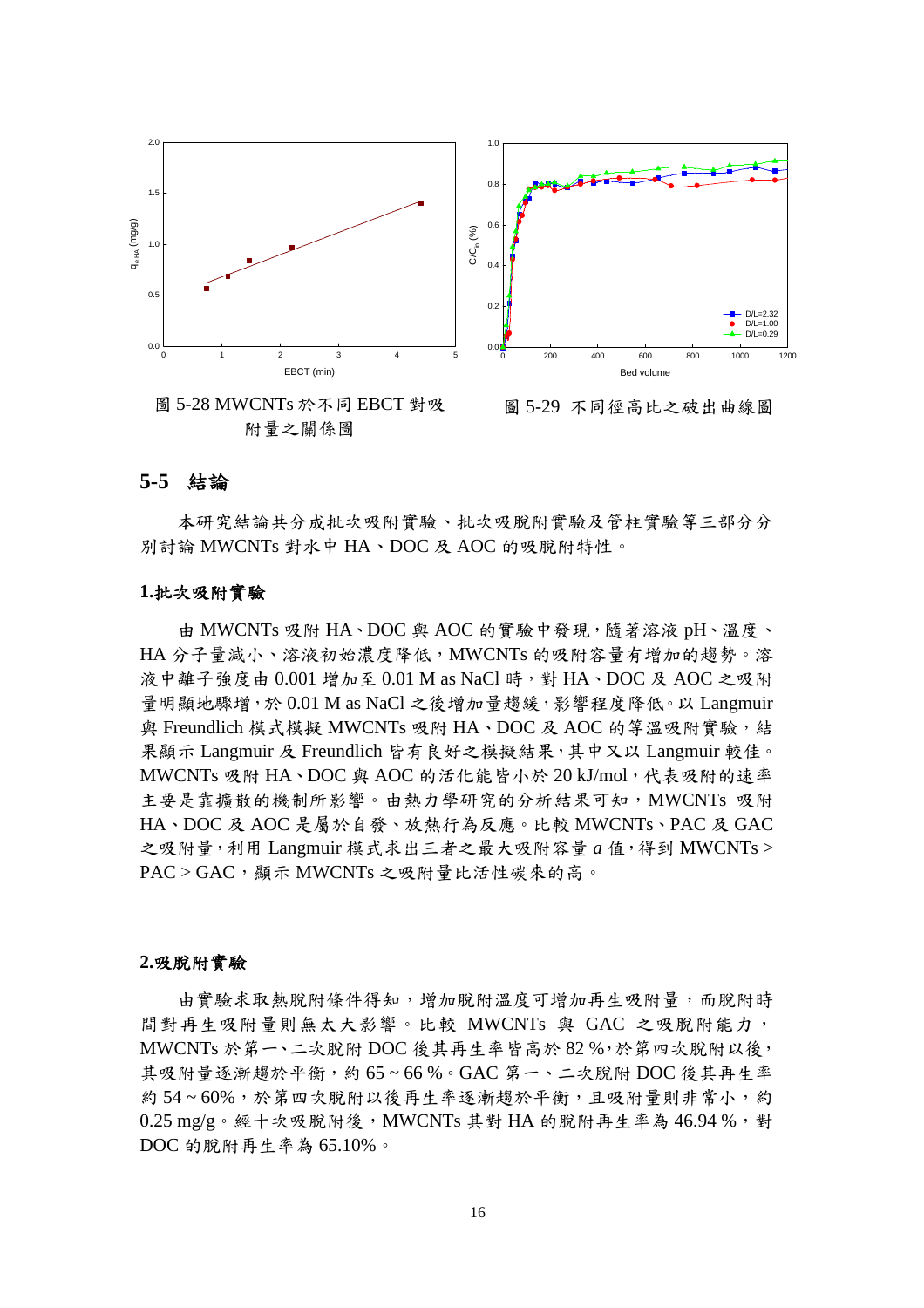圖 5-28 MWCNTs 於不同 EBCT 對吸附量之關係圖

圖 5-29 不同徑高比之破出曲線圖

## 5-5 結論

本研究結論共分成批次吸附實驗、批次吸脫附實驗及管柱實驗等三部分分別討論 MWCNTs 對水中 HA、DOC 及 AOC 的吸脫附特性。

### 1.批次吸附實驗

由 MWCNTs 吸附 HA、DOC 與 AOC 的實驗中發現，隨著溶液 pH、溫度、HA 分子量減小、溶液初始濃度降低，MWCNTs 的吸附容量有增加的趨勢。溶液中離子強度由 0.001 增加至 0.01 M as NaCl 時，對 HA、DOC 及 AOC 之吸附量明顯地驟增，於 0.01 M as NaCl 之後增加量趨緩，影響程度降低。以 Langmuir 與 Freundlich 模式模擬 MWCNTs 吸附 HA、DOC 及 AOC 的等溫吸附實驗，結果顯示 Langmuir 及 Freundlich 皆有良好之模擬結果，其中又以 Langmuir 較佳。MWCNTs 吸附 HA、DOC 與 AOC 的活化能皆小於 20 kJ/mol，代表吸附的速率主要是靠擴散的機制所影響。由熱力學研究的分析結果可知，MWCNTs 吸附 HA、DOC 及 AOC 是屬於自發、放熱行為反應。比較 MWCNTs、PAC 及 GAC 之吸附量，利用 Langmuir 模式求出三者之最大吸附容量 *a* 值，得到 MWCNTs > PAC > GAC，顯示 MWCNTs 之吸附量比活性碳來的高。

### 2.吸脫附實驗

由實驗求取熱脫附條件得知，增加脫附溫度可增加再生吸附量，而脫附時間對再生吸附量則無太大影響。比較 MWCNTs 與 GAC 之吸脫附能力，MWCNTs 於第一、二次脫附 DOC 後其再生率皆高於 82 %，於第四次脫附以後，其吸附量逐漸趨於平衡，約 65 ~ 66 %。GAC 第一、二次脫附 DOC 後其再生率約 54 ~ 60%，於第四次脫附以後再生率逐漸趨於平衡，且吸附量則非常小，約 0.25 mg/g。經十次吸脫附後，MWCNTs 其對 HA 的脫附再生率為 46.94 %，對 DOC 的脫附再生率為 65.10%。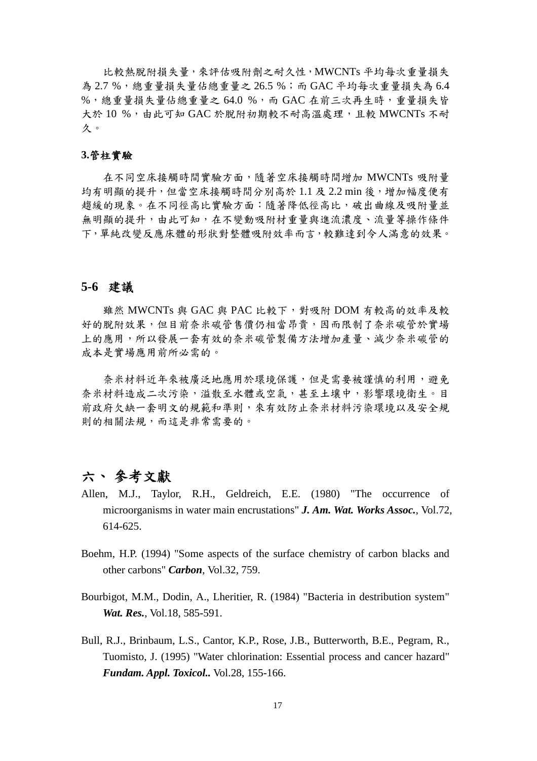比較熱脫附損失量，來評估吸附劑之耐久性，MWCNTs 平均每次重量損失為 2.7 %，總重量損失量佔總重量之 26.5 %；而 GAC 平均每次重量損失為 6.4 %，總重量損失量佔總重量之 64.0 %，而 GAC 在前三次再生時，重量損失皆大於 10 %，由此可知 GAC 於脫附初期較不耐高溫處理，且較 MWCNTs 不耐久。

**3.管柱實驗**

在不同空床接觸時間實驗方面，隨著空床接觸時間增加 MWCNTs 吸附量均有明顯的提升，但當空床接觸時間分別高於 1.1 及 2.2 min 後，增加幅度便有趨緩的現象。在不同徑高比實驗方面：隨著降低徑高比，破出曲線及吸附量並無明顯的提升，由此可知，在不變動吸附材重量與進流濃度、流量等操作條件下，單純改變反應床體的形狀對整體吸附效率而言，較難達到令人滿意的效果。

## 5-6 建議

雖然 MWCNTs 與 GAC 與 PAC 比較下，對吸附 DOM 有較高的效率及較好的脫附效果，但目前奈米碳管售價仍相當昂貴，因而限制了奈米碳管於實場上的應用，所以發展一套有效的奈米碳管製備方法增加產量、減少奈米碳管的成本是實場應用前所必需的。

奈米材料近年來被廣泛地應用於環境保護，但是需要被謹慎的利用，避免奈米材料造成二次污染，溢散至水體或空氣，甚至土壤中，影響環境衛生。目前政府欠缺一套明文的規範和準則，來有效防止奈米材料污染環境以及安全規則的相關法規，而這是非常需要的。

# 六、參考文獻

Allen, M.J., Taylor, R.H., Geldreich, E.E. (1980) "The occurrence of microorganisms in water main encrustations" ***J. Am. Wat. Works Assoc.***, Vol.72, 614-625.

Boehm, H.P. (1994) "Some aspects of the surface chemistry of carbon blacks and other carbons" ***Carbon***, Vol.32, 759.

Bourbigot, M.M., Dodin, A., Lheritier, R. (1984) "Bacteria in destribution system" ***Wat. Res.***, Vol.18, 585-591.

Bull, R.J., Brinbaum, L.S., Cantor, K.P., Rose, J.B., Butterworth, B.E., Pegram, R., Tuomisto, J. (1995) "Water chlorination: Essential process and cancer hazard" ***Fundam. Appl. Toxicol..*** Vol.28, 155-166.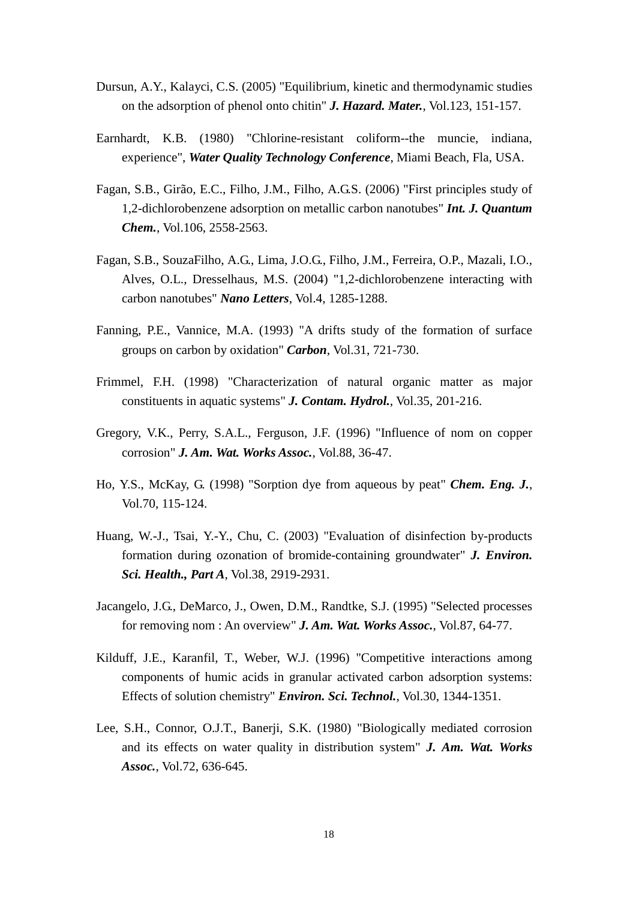Dursun, A.Y., Kalayci, C.S. (2005) "Equilibrium, kinetic and thermodynamic studies on the adsorption of phenol onto chitin" ***J. Hazard. Mater.***, Vol.123, 151-157.

Earnhardt, K.B. (1980) "Chlorine-resistant coliform--the muncie, indiana, experience", ***Water Quality Technology Conference***, Miami Beach, Fla, USA.

Fagan, S.B., Girão, E.C., Filho, J.M., Filho, A.G.S. (2006) "First principles study of 1,2-dichlorobenzene adsorption on metallic carbon nanotubes" ***Int. J. Quantum Chem.***, Vol.106, 2558-2563.

Fagan, S.B., SouzaFilho, A.G., Lima, J.O.G., Filho, J.M., Ferreira, O.P., Mazali, I.O., Alves, O.L., Dresselhaus, M.S. (2004) "1,2-dichlorobenzene interacting with carbon nanotubes" ***Nano Letters***, Vol.4, 1285-1288.

Fanning, P.E., Vannice, M.A. (1993) "A drifts study of the formation of surface groups on carbon by oxidation" ***Carbon***, Vol.31, 721-730.

Frimmel, F.H. (1998) "Characterization of natural organic matter as major constituents in aquatic systems" ***J. Contam. Hydrol.***, Vol.35, 201-216.

Gregory, V.K., Perry, S.A.L., Ferguson, J.F. (1996) "Influence of nom on copper corrosion" ***J. Am. Wat. Works Assoc.***, Vol.88, 36-47.

Ho, Y.S., McKay, G. (1998) "Sorption dye from aqueous by peat" ***Chem. Eng. J.***, Vol.70, 115-124.

Huang, W.-J., Tsai, Y.-Y., Chu, C. (2003) "Evaluation of disinfection by-products formation during ozonation of bromide-containing groundwater" ***J. Environ. Sci. Health., Part A***, Vol.38, 2919-2931.

Jacangelo, J.G., DeMarco, J., Owen, D.M., Randtke, S.J. (1995) "Selected processes for removing nom : An overview" ***J. Am. Wat. Works Assoc.***, Vol.87, 64-77.

Kilduff, J.E., Karanfil, T., Weber, W.J. (1996) "Competitive interactions among components of humic acids in granular activated carbon adsorption systems: Effects of solution chemistry" ***Environ. Sci. Technol.***, Vol.30, 1344-1351.

Lee, S.H., Connor, O.J.T., Banerji, S.K. (1980) "Biologically mediated corrosion and its effects on water quality in distribution system" ***J. Am. Wat. Works Assoc.***, Vol.72, 636-645.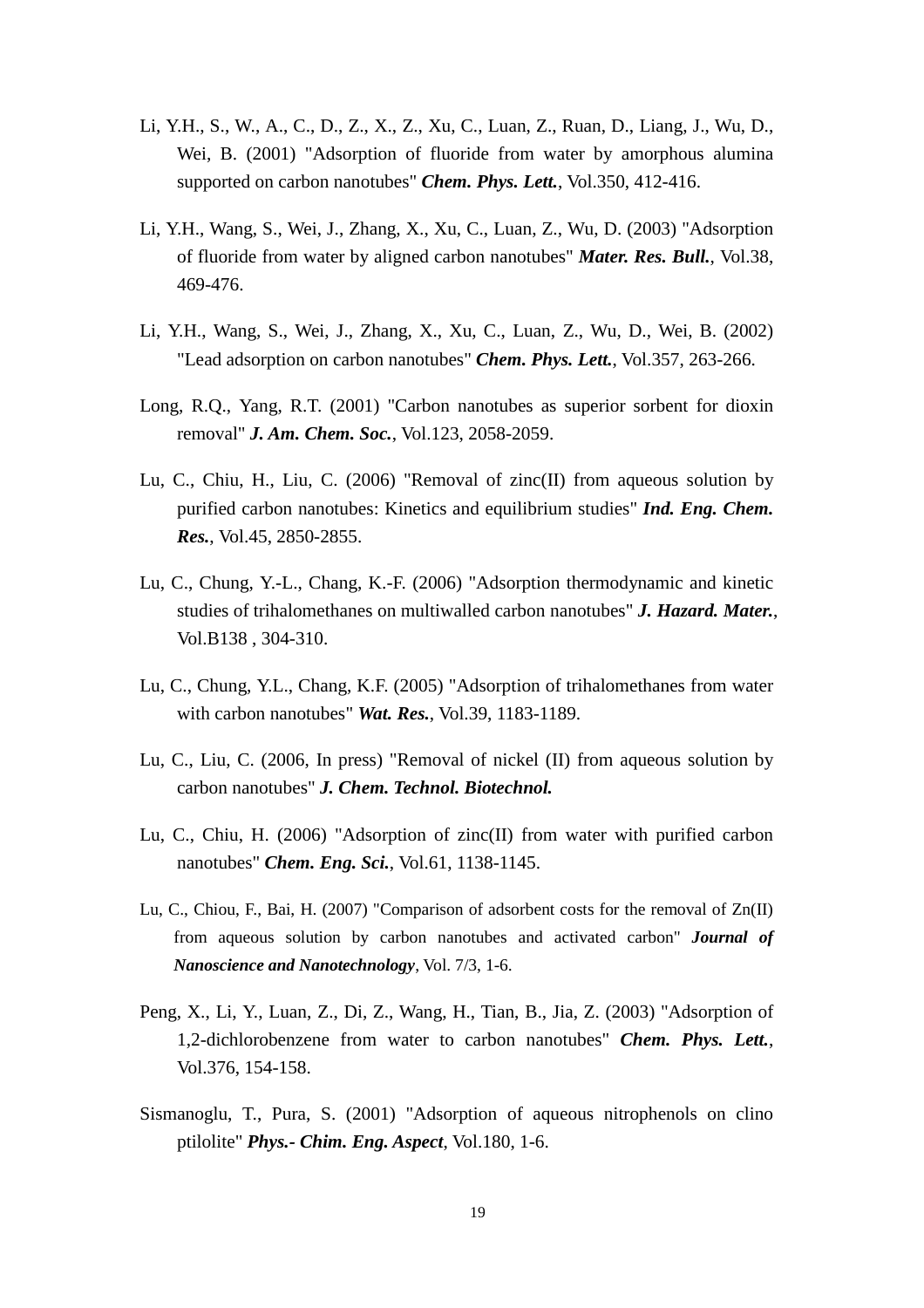Li, Y.H., S., W., A., C., D., Z., X., Z., Xu, C., Luan, Z., Ruan, D., Liang, J., Wu, D., Wei, B. (2001) "Adsorption of fluoride from water by amorphous alumina supported on carbon nanotubes" ***Chem. Phys. Lett.***, Vol.350, 412-416.

Li, Y.H., Wang, S., Wei, J., Zhang, X., Xu, C., Luan, Z., Wu, D. (2003) "Adsorption of fluoride from water by aligned carbon nanotubes" ***Mater. Res. Bull.***, Vol.38, 469-476.

Li, Y.H., Wang, S., Wei, J., Zhang, X., Xu, C., Luan, Z., Wu, D., Wei, B. (2002) "Lead adsorption on carbon nanotubes" ***Chem. Phys. Lett.***, Vol.357, 263-266.

Long, R.Q., Yang, R.T. (2001) "Carbon nanotubes as superior sorbent for dioxin removal" ***J. Am. Chem. Soc.***, Vol.123, 2058-2059.

Lu, C., Chiu, H., Liu, C. (2006) "Removal of zinc(II) from aqueous solution by purified carbon nanotubes: Kinetics and equilibrium studies" ***Ind. Eng. Chem. Res.***, Vol.45, 2850-2855.

Lu, C., Chung, Y.-L., Chang, K.-F. (2006) "Adsorption thermodynamic and kinetic studies of trihalomethanes on multiwalled carbon nanotubes" ***J. Hazard. Mater.***, Vol.B138 , 304-310.

Lu, C., Chung, Y.L., Chang, K.F. (2005) "Adsorption of trihalomethanes from water with carbon nanotubes" ***Wat. Res.***, Vol.39, 1183-1189.

Lu, C., Liu, C. (2006, In press) "Removal of nickel (II) from aqueous solution by carbon nanotubes" ***J. Chem. Technol. Biotechnol.***

Lu, C., Chiu, H. (2006) "Adsorption of zinc(II) from water with purified carbon nanotubes" ***Chem. Eng. Sci.***, Vol.61, 1138-1145.

Lu, C., Chiou, F., Bai, H. (2007) "Comparison of adsorbent costs for the removal of Zn(II) from aqueous solution by carbon nanotubes and activated carbon" ***Journal of Nanoscience and Nanotechnology***, Vol. 7/3, 1-6.

Peng, X., Li, Y., Luan, Z., Di, Z., Wang, H., Tian, B., Jia, Z. (2003) "Adsorption of 1,2-dichlorobenzene from water to carbon nanotubes" ***Chem. Phys. Lett.***, Vol.376, 154-158.

Sismanoglu, T., Pura, S. (2001) "Adsorption of aqueous nitrophenols on clino ptilolite" ***Phys.- Chim. Eng. Aspect***, Vol.180, 1-6.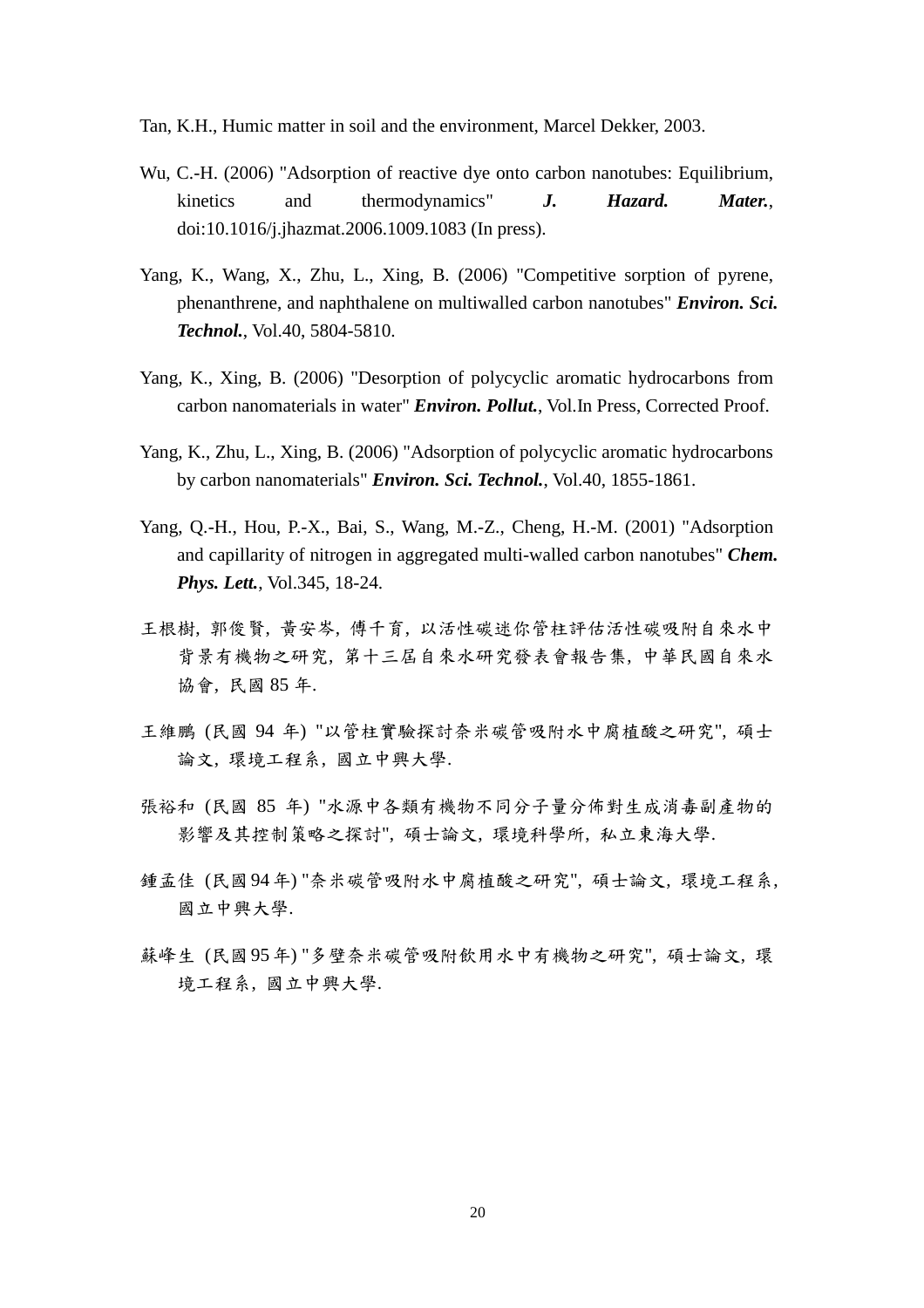Tan, K.H., Humic matter in soil and the environment, Marcel Dekker, 2003.

Wu, C.-H. (2006) "Adsorption of reactive dye onto carbon nanotubes: Equilibrium, kinetics and thermodynamics" ***J. Hazard. Mater.***, doi:10.1016/j.jhazmat.2006.1009.1083 (In press).

Yang, K., Wang, X., Zhu, L., Xing, B. (2006) "Competitive sorption of pyrene, phenanthrene, and naphthalene on multiwalled carbon nanotubes" ***Environ. Sci. Technol.***, Vol.40, 5804-5810.

Yang, K., Xing, B. (2006) "Desorption of polycyclic aromatic hydrocarbons from carbon nanomaterials in water" ***Environ. Pollut.***, Vol.In Press, Corrected Proof.

Yang, K., Zhu, L., Xing, B. (2006) "Adsorption of polycyclic aromatic hydrocarbons by carbon nanomaterials" ***Environ. Sci. Technol.***, Vol.40, 1855-1861.

Yang, Q.-H., Hou, P.-X., Bai, S., Wang, M.-Z., Cheng, H.-M. (2001) "Adsorption and capillarity of nitrogen in aggregated multi-walled carbon nanotubes" ***Chem. Phys. Lett.***, Vol.345, 18-24.

王根樹, 郭俊賢, 黃安岑, 傅千育, 以活性碳迷你管柱評估活性碳吸附自來水中背景有機物之研究, 第十三屆自來水研究發表會報告集, 中華民國自來水協會, 民國 85 年.

王維鵬 (民國 94 年) "以管柱實驗探討奈米碳管吸附水中腐植酸之研究", 碩士論文, 環境工程系, 國立中興大學.

張裕和 (民國 85 年) "水源中各類有機物不同分子量分佈對生成消毒副產物的影響及其控制策略之探討", 碩士論文, 環境科學所, 私立東海大學.

鍾孟佳 (民國94年) "奈米碳管吸附水中腐植酸之研究", 碩士論文, 環境工程系, 國立中興大學.

蘇峰生 (民國95年) "多壁奈米碳管吸附飲用水中有機物之研究", 碩士論文, 環境工程系, 國立中興大學.